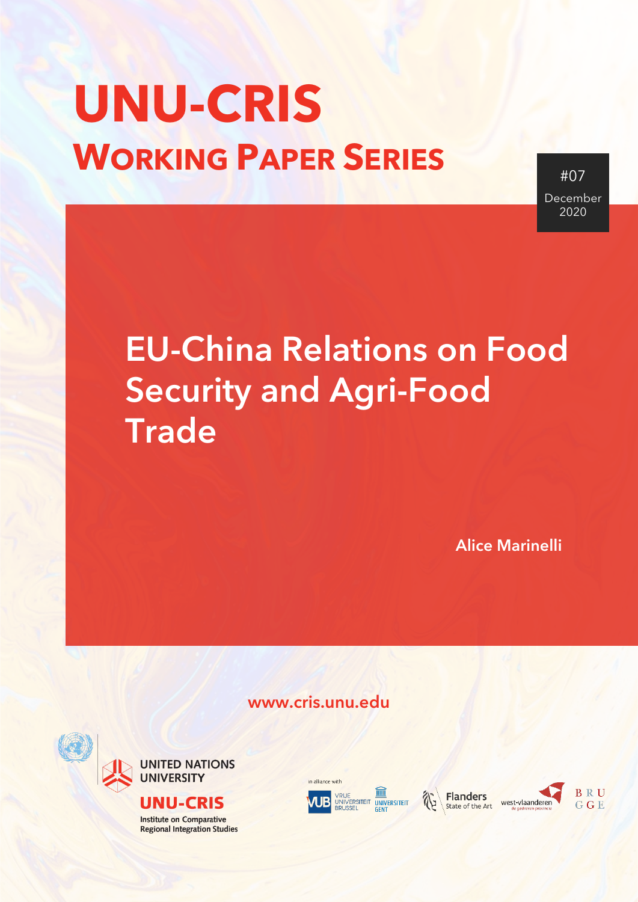# UNU-CRIS

## Working Paper Series

#07
December
2020

# EU-China Relations on Food Security and Agri-Food Trade

**Alice Marinelli**

www.cris.unu.edu

UNITED NATIONS UNIVERSITY

UNU-CRIS

Institute on Comparative Regional Integration Studies

in alliance with

VUB Vrije Universiteit Brussel

Universiteit Gent

Flanders State of the Art

west-vlaanderen de gedreven provincie

BRUGGE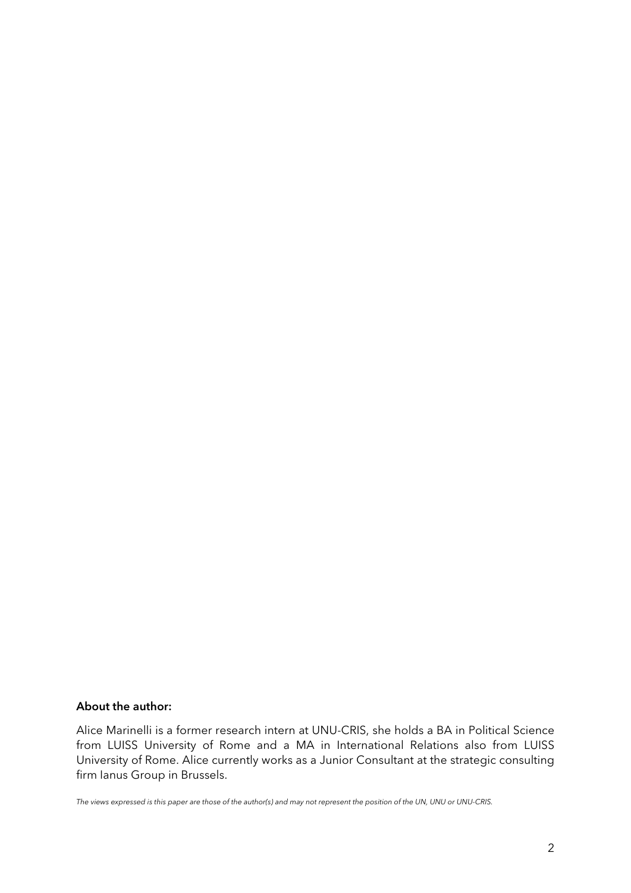**About the author:**

Alice Marinelli is a former research intern at UNU-CRIS, she holds a BA in Political Science from LUISS University of Rome and a MA in International Relations also from LUISS University of Rome. Alice currently works as a Junior Consultant at the strategic consulting firm Ianus Group in Brussels.

*The views expressed is this paper are those of the author(s) and may not represent the position of the UN, UNU or UNU-CRIS.*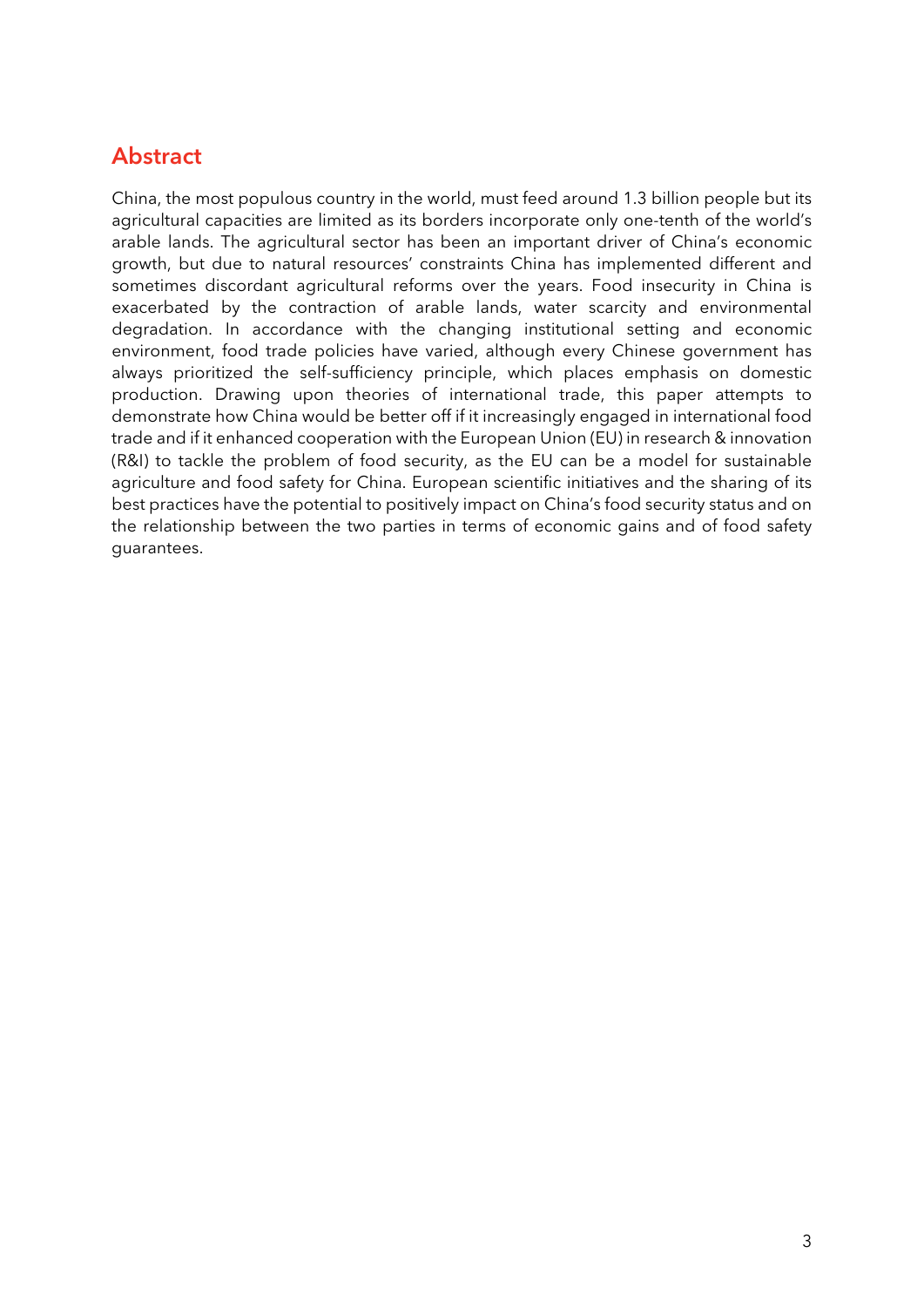## Abstract

China, the most populous country in the world, must feed around 1.3 billion people but its agricultural capacities are limited as its borders incorporate only one-tenth of the world's arable lands. The agricultural sector has been an important driver of China's economic growth, but due to natural resources' constraints China has implemented different and sometimes discordant agricultural reforms over the years. Food insecurity in China is exacerbated by the contraction of arable lands, water scarcity and environmental degradation. In accordance with the changing institutional setting and economic environment, food trade policies have varied, although every Chinese government has always prioritized the self-sufficiency principle, which places emphasis on domestic production. Drawing upon theories of international trade, this paper attempts to demonstrate how China would be better off if it increasingly engaged in international food trade and if it enhanced cooperation with the European Union (EU) in research & innovation (R&I) to tackle the problem of food security, as the EU can be a model for sustainable agriculture and food safety for China. European scientific initiatives and the sharing of its best practices have the potential to positively impact on China's food security status and on the relationship between the two parties in terms of economic gains and of food safety guarantees.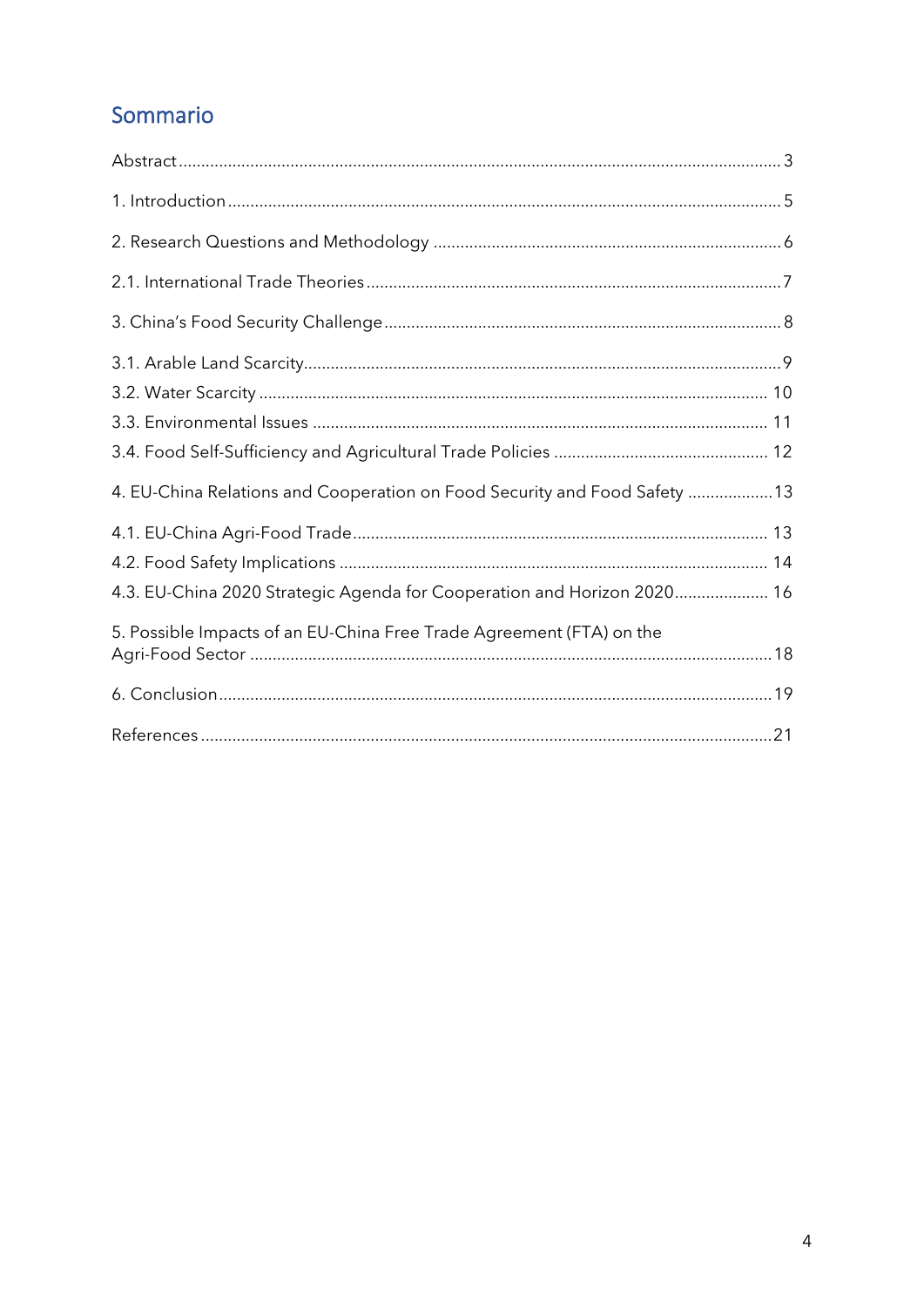## Sommario

Abstract ..... 3

1. Introduction ..... 5

2. Research Questions and Methodology ..... 6

2.1. International Trade Theories ..... 7

3. China's Food Security Challenge ..... 8

3.1. Arable Land Scarcity ..... 9
3.2. Water Scarcity ..... 10
3.3. Environmental Issues ..... 11
3.4. Food Self-Sufficiency and Agricultural Trade Policies ..... 12

4. EU-China Relations and Cooperation on Food Security and Food Safety ..... 13

4.1. EU-China Agri-Food Trade ..... 13
4.2. Food Safety Implications ..... 14
4.3. EU-China 2020 Strategic Agenda for Cooperation and Horizon 2020 ..... 16

5. Possible Impacts of an EU-China Free Trade Agreement (FTA) on the Agri-Food Sector ..... 18

6. Conclusion ..... 19

References ..... 21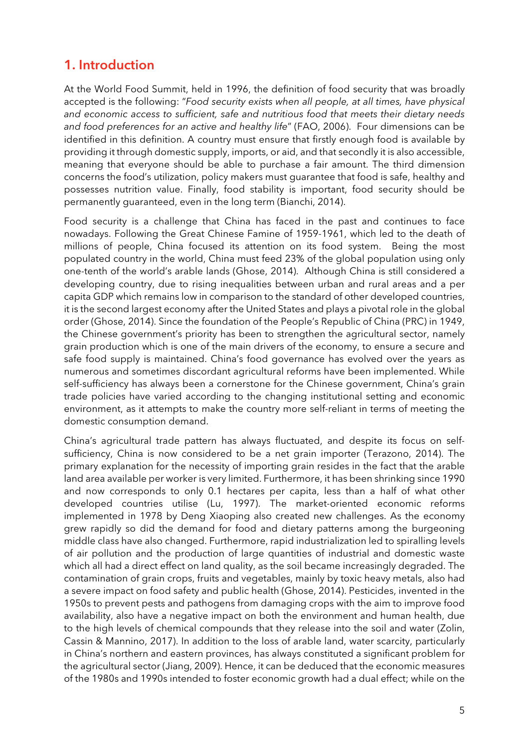## 1. Introduction

At the World Food Summit, held in 1996, the definition of food security that was broadly accepted is the following: "*Food security exists when all people, at all times, have physical and economic access to sufficient, safe and nutritious food that meets their dietary needs and food preferences for an active and healthy life*" (FAO, 2006). Four dimensions can be identified in this definition. A country must ensure that firstly enough food is available by providing it through domestic supply, imports, or aid, and that secondly it is also accessible, meaning that everyone should be able to purchase a fair amount. The third dimension concerns the food's utilization, policy makers must guarantee that food is safe, healthy and possesses nutrition value. Finally, food stability is important, food security should be permanently guaranteed, even in the long term (Bianchi, 2014).

Food security is a challenge that China has faced in the past and continues to face nowadays. Following the Great Chinese Famine of 1959-1961, which led to the death of millions of people, China focused its attention on its food system. Being the most populated country in the world, China must feed 23% of the global population using only one-tenth of the world's arable lands (Ghose, 2014). Although China is still considered a developing country, due to rising inequalities between urban and rural areas and a per capita GDP which remains low in comparison to the standard of other developed countries, it is the second largest economy after the United States and plays a pivotal role in the global order (Ghose, 2014). Since the foundation of the People's Republic of China (PRC) in 1949, the Chinese government's priority has been to strengthen the agricultural sector, namely grain production which is one of the main drivers of the economy, to ensure a secure and safe food supply is maintained. China's food governance has evolved over the years as numerous and sometimes discordant agricultural reforms have been implemented. While self-sufficiency has always been a cornerstone for the Chinese government, China's grain trade policies have varied according to the changing institutional setting and economic environment, as it attempts to make the country more self-reliant in terms of meeting the domestic consumption demand.

China's agricultural trade pattern has always fluctuated, and despite its focus on self-sufficiency, China is now considered to be a net grain importer (Terazono, 2014). The primary explanation for the necessity of importing grain resides in the fact that the arable land area available per worker is very limited. Furthermore, it has been shrinking since 1990 and now corresponds to only 0.1 hectares per capita, less than a half of what other developed countries utilise (Lu, 1997). The market-oriented economic reforms implemented in 1978 by Deng Xiaoping also created new challenges. As the economy grew rapidly so did the demand for food and dietary patterns among the burgeoning middle class have also changed. Furthermore, rapid industrialization led to spiralling levels of air pollution and the production of large quantities of industrial and domestic waste which all had a direct effect on land quality, as the soil became increasingly degraded. The contamination of grain crops, fruits and vegetables, mainly by toxic heavy metals, also had a severe impact on food safety and public health (Ghose, 2014). Pesticides, invented in the 1950s to prevent pests and pathogens from damaging crops with the aim to improve food availability, also have a negative impact on both the environment and human health, due to the high levels of chemical compounds that they release into the soil and water (Zolin, Cassin & Mannino, 2017). In addition to the loss of arable land, water scarcity, particularly in China's northern and eastern provinces, has always constituted a significant problem for the agricultural sector (Jiang, 2009). Hence, it can be deduced that the economic measures of the 1980s and 1990s intended to foster economic growth had a dual effect; while on the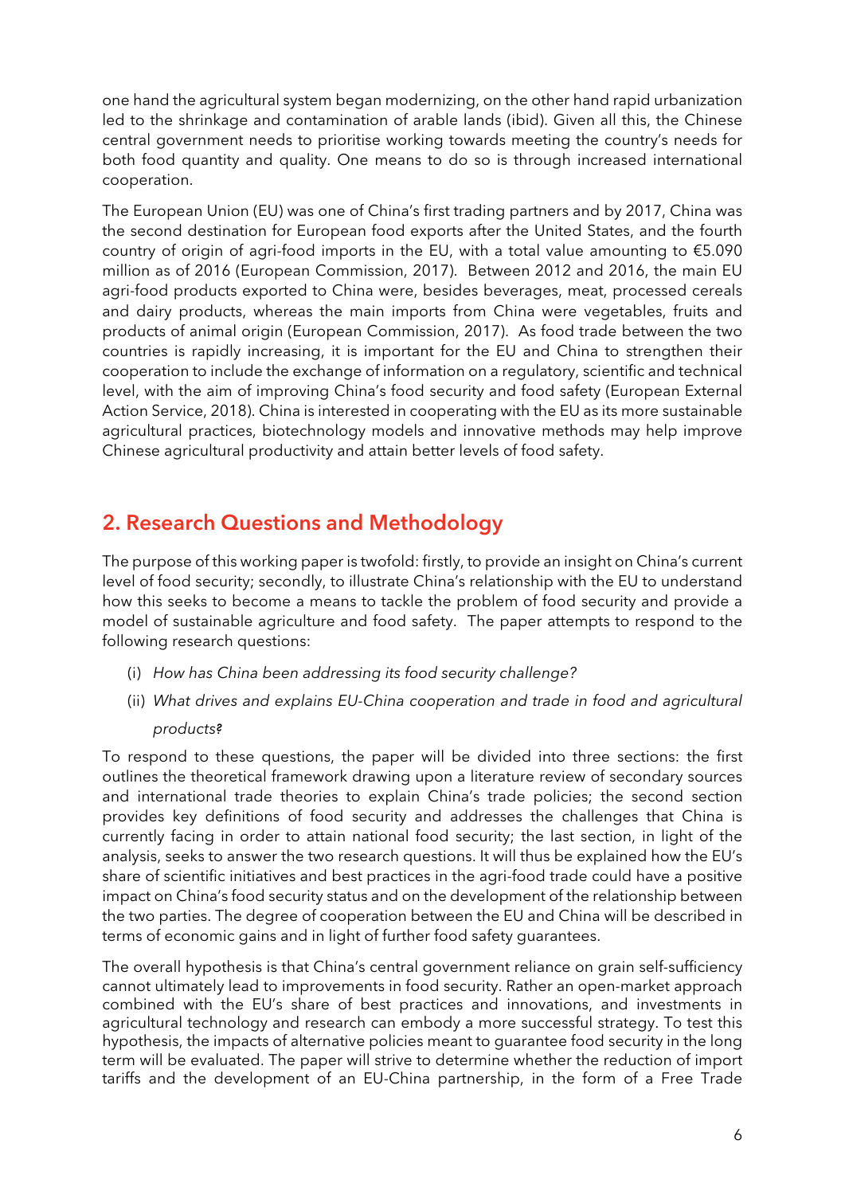one hand the agricultural system began modernizing, on the other hand rapid urbanization led to the shrinkage and contamination of arable lands (ibid). Given all this, the Chinese central government needs to prioritise working towards meeting the country's needs for both food quantity and quality. One means to do so is through increased international cooperation.

The European Union (EU) was one of China's first trading partners and by 2017, China was the second destination for European food exports after the United States, and the fourth country of origin of agri-food imports in the EU, with a total value amounting to €5.090 million as of 2016 (European Commission, 2017). Between 2012 and 2016, the main EU agri-food products exported to China were, besides beverages, meat, processed cereals and dairy products, whereas the main imports from China were vegetables, fruits and products of animal origin (European Commission, 2017). As food trade between the two countries is rapidly increasing, it is important for the EU and China to strengthen their cooperation to include the exchange of information on a regulatory, scientific and technical level, with the aim of improving China's food security and food safety (European External Action Service, 2018). China is interested in cooperating with the EU as its more sustainable agricultural practices, biotechnology models and innovative methods may help improve Chinese agricultural productivity and attain better levels of food safety.

## 2. Research Questions and Methodology

The purpose of this working paper is twofold: firstly, to provide an insight on China's current level of food security; secondly, to illustrate China's relationship with the EU to understand how this seeks to become a means to tackle the problem of food security and provide a model of sustainable agriculture and food safety. The paper attempts to respond to the following research questions:

(i) *How has China been addressing its food security challenge?*

(ii) *What drives and explains EU-China cooperation and trade in food and agricultural products?*

To respond to these questions, the paper will be divided into three sections: the first outlines the theoretical framework drawing upon a literature review of secondary sources and international trade theories to explain China's trade policies; the second section provides key definitions of food security and addresses the challenges that China is currently facing in order to attain national food security; the last section, in light of the analysis, seeks to answer the two research questions. It will thus be explained how the EU's share of scientific initiatives and best practices in the agri-food trade could have a positive impact on China's food security status and on the development of the relationship between the two parties. The degree of cooperation between the EU and China will be described in terms of economic gains and in light of further food safety guarantees.

The overall hypothesis is that China's central government reliance on grain self-sufficiency cannot ultimately lead to improvements in food security. Rather an open-market approach combined with the EU's share of best practices and innovations, and investments in agricultural technology and research can embody a more successful strategy. To test this hypothesis, the impacts of alternative policies meant to guarantee food security in the long term will be evaluated. The paper will strive to determine whether the reduction of import tariffs and the development of an EU-China partnership, in the form of a Free Trade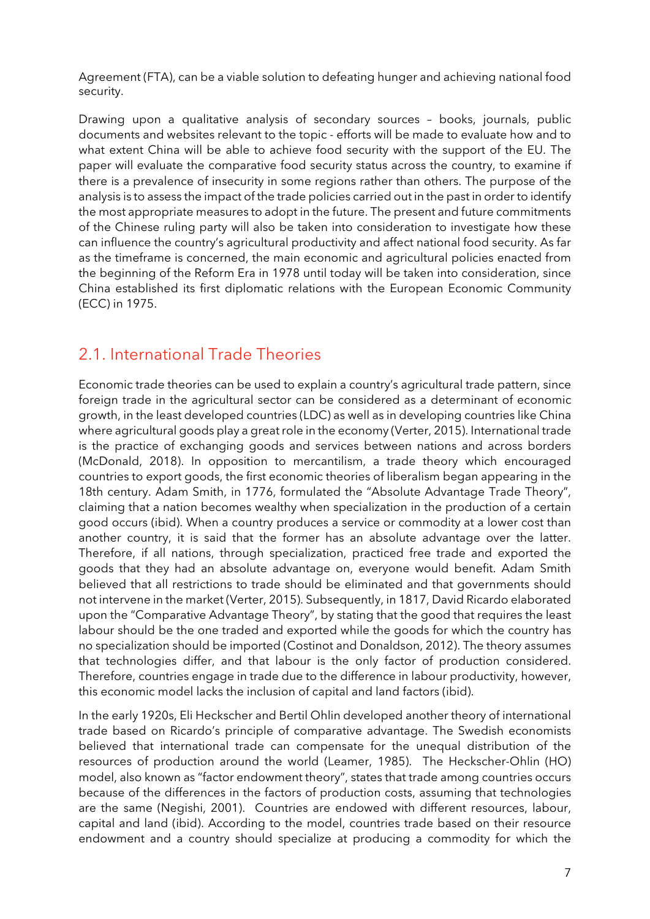Agreement (FTA), can be a viable solution to defeating hunger and achieving national food security.

Drawing upon a qualitative analysis of secondary sources – books, journals, public documents and websites relevant to the topic - efforts will be made to evaluate how and to what extent China will be able to achieve food security with the support of the EU. The paper will evaluate the comparative food security status across the country, to examine if there is a prevalence of insecurity in some regions rather than others. The purpose of the analysis is to assess the impact of the trade policies carried out in the past in order to identify the most appropriate measures to adopt in the future. The present and future commitments of the Chinese ruling party will also be taken into consideration to investigate how these can influence the country's agricultural productivity and affect national food security. As far as the timeframe is concerned, the main economic and agricultural policies enacted from the beginning of the Reform Era in 1978 until today will be taken into consideration, since China established its first diplomatic relations with the European Economic Community (ECC) in 1975.

## 2.1. International Trade Theories

Economic trade theories can be used to explain a country's agricultural trade pattern, since foreign trade in the agricultural sector can be considered as a determinant of economic growth, in the least developed countries (LDC) as well as in developing countries like China where agricultural goods play a great role in the economy (Verter, 2015). International trade is the practice of exchanging goods and services between nations and across borders (McDonald, 2018). In opposition to mercantilism, a trade theory which encouraged countries to export goods, the first economic theories of liberalism began appearing in the 18th century. Adam Smith, in 1776, formulated the "Absolute Advantage Trade Theory", claiming that a nation becomes wealthy when specialization in the production of a certain good occurs (ibid). When a country produces a service or commodity at a lower cost than another country, it is said that the former has an absolute advantage over the latter. Therefore, if all nations, through specialization, practiced free trade and exported the goods that they had an absolute advantage on, everyone would benefit. Adam Smith believed that all restrictions to trade should be eliminated and that governments should not intervene in the market (Verter, 2015). Subsequently, in 1817, David Ricardo elaborated upon the "Comparative Advantage Theory", by stating that the good that requires the least labour should be the one traded and exported while the goods for which the country has no specialization should be imported (Costinot and Donaldson, 2012). The theory assumes that technologies differ, and that labour is the only factor of production considered. Therefore, countries engage in trade due to the difference in labour productivity, however, this economic model lacks the inclusion of capital and land factors (ibid).

In the early 1920s, Eli Heckscher and Bertil Ohlin developed another theory of international trade based on Ricardo's principle of comparative advantage. The Swedish economists believed that international trade can compensate for the unequal distribution of the resources of production around the world (Leamer, 1985). The Heckscher-Ohlin (HO) model, also known as "factor endowment theory", states that trade among countries occurs because of the differences in the factors of production costs, assuming that technologies are the same (Negishi, 2001). Countries are endowed with different resources, labour, capital and land (ibid). According to the model, countries trade based on their resource endowment and a country should specialize at producing a commodity for which the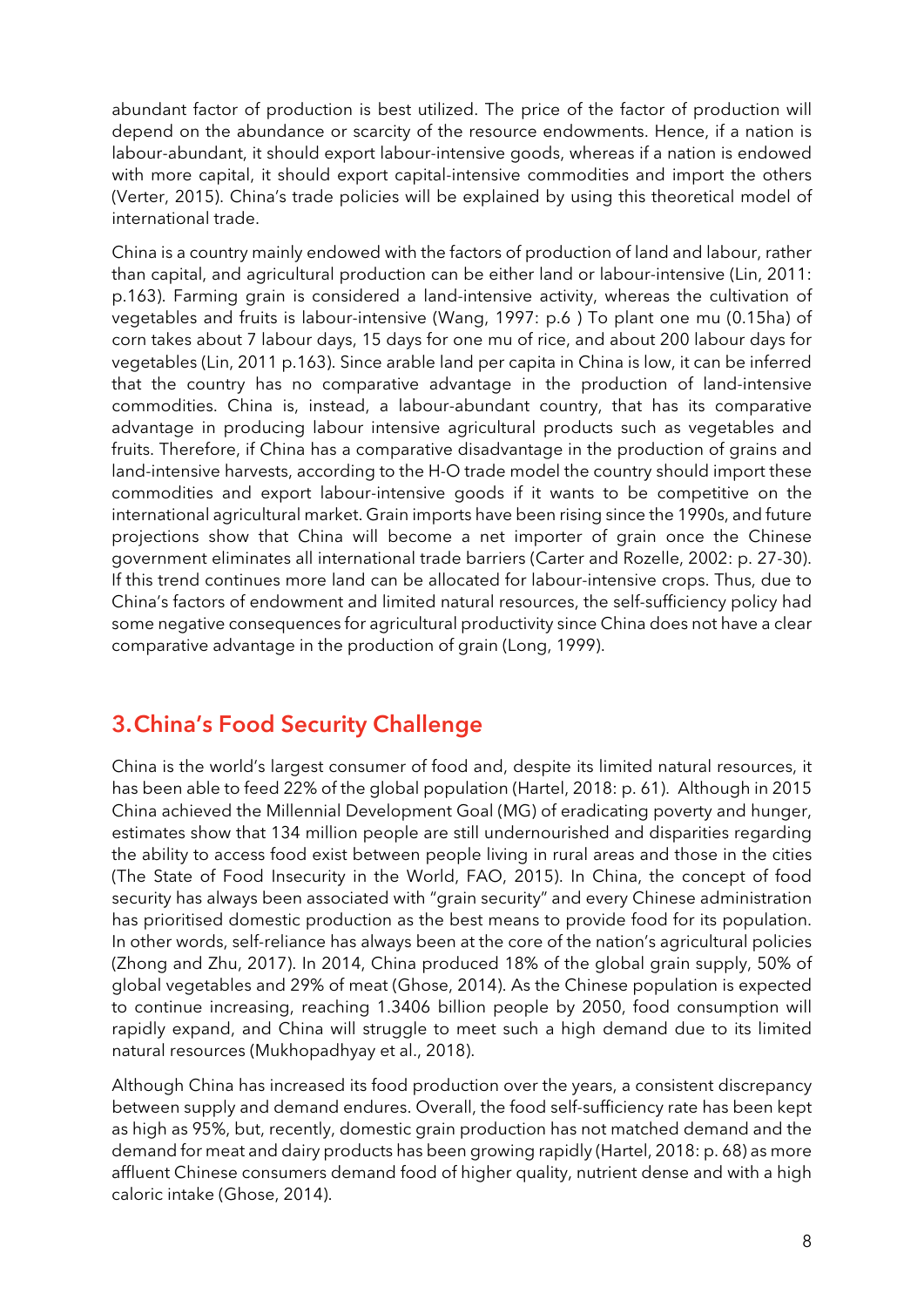abundant factor of production is best utilized. The price of the factor of production will depend on the abundance or scarcity of the resource endowments. Hence, if a nation is labour-abundant, it should export labour-intensive goods, whereas if a nation is endowed with more capital, it should export capital-intensive commodities and import the others (Verter, 2015). China's trade policies will be explained by using this theoretical model of international trade.

China is a country mainly endowed with the factors of production of land and labour, rather than capital, and agricultural production can be either land or labour-intensive (Lin, 2011: p.163). Farming grain is considered a land-intensive activity, whereas the cultivation of vegetables and fruits is labour-intensive (Wang, 1997: p.6 ) To plant one mu (0.15ha) of corn takes about 7 labour days, 15 days for one mu of rice, and about 200 labour days for vegetables (Lin, 2011 p.163). Since arable land per capita in China is low, it can be inferred that the country has no comparative advantage in the production of land-intensive commodities. China is, instead, a labour-abundant country, that has its comparative advantage in producing labour intensive agricultural products such as vegetables and fruits. Therefore, if China has a comparative disadvantage in the production of grains and land-intensive harvests, according to the H-O trade model the country should import these commodities and export labour-intensive goods if it wants to be competitive on the international agricultural market. Grain imports have been rising since the 1990s, and future projections show that China will become a net importer of grain once the Chinese government eliminates all international trade barriers (Carter and Rozelle, 2002: p. 27-30). If this trend continues more land can be allocated for labour-intensive crops. Thus, due to China's factors of endowment and limited natural resources, the self-sufficiency policy had some negative consequences for agricultural productivity since China does not have a clear comparative advantage in the production of grain (Long, 1999).

## 3. China's Food Security Challenge

China is the world's largest consumer of food and, despite its limited natural resources, it has been able to feed 22% of the global population (Hartel, 2018: p. 61). Although in 2015 China achieved the Millennial Development Goal (MG) of eradicating poverty and hunger, estimates show that 134 million people are still undernourished and disparities regarding the ability to access food exist between people living in rural areas and those in the cities (The State of Food Insecurity in the World, FAO, 2015). In China, the concept of food security has always been associated with "grain security" and every Chinese administration has prioritised domestic production as the best means to provide food for its population. In other words, self-reliance has always been at the core of the nation's agricultural policies (Zhong and Zhu, 2017). In 2014, China produced 18% of the global grain supply, 50% of global vegetables and 29% of meat (Ghose, 2014). As the Chinese population is expected to continue increasing, reaching 1.3406 billion people by 2050, food consumption will rapidly expand, and China will struggle to meet such a high demand due to its limited natural resources (Mukhopadhyay et al., 2018).

Although China has increased its food production over the years, a consistent discrepancy between supply and demand endures. Overall, the food self-sufficiency rate has been kept as high as 95%, but, recently, domestic grain production has not matched demand and the demand for meat and dairy products has been growing rapidly (Hartel, 2018: p. 68) as more affluent Chinese consumers demand food of higher quality, nutrient dense and with a high caloric intake (Ghose, 2014).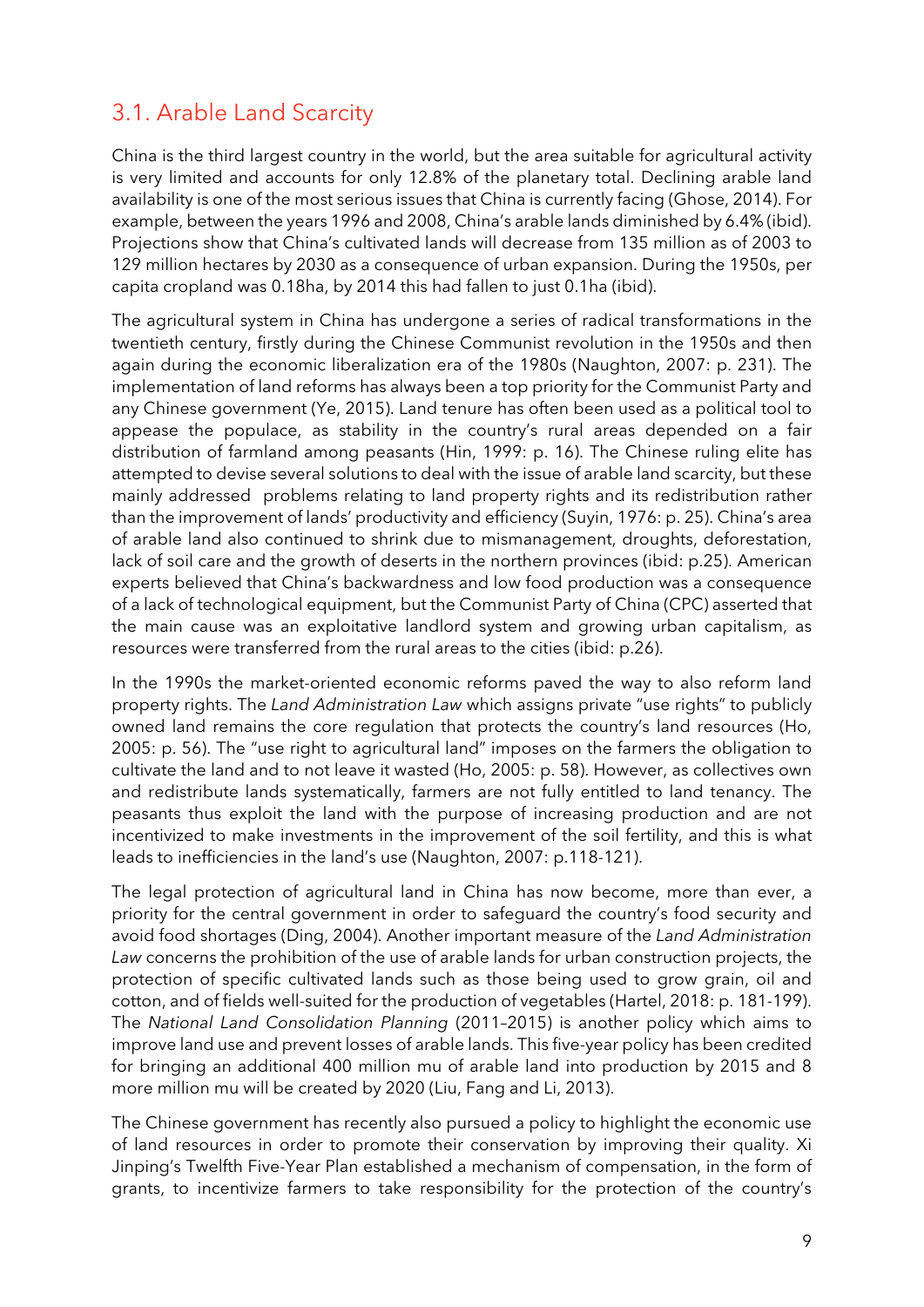## 3.1. Arable Land Scarcity

China is the third largest country in the world, but the area suitable for agricultural activity is very limited and accounts for only 12.8% of the planetary total. Declining arable land availability is one of the most serious issues that China is currently facing (Ghose, 2014). For example, between the years 1996 and 2008, China's arable lands diminished by 6.4% (ibid). Projections show that China's cultivated lands will decrease from 135 million as of 2003 to 129 million hectares by 2030 as a consequence of urban expansion. During the 1950s, per capita cropland was 0.18ha, by 2014 this had fallen to just 0.1ha (ibid).

The agricultural system in China has undergone a series of radical transformations in the twentieth century, firstly during the Chinese Communist revolution in the 1950s and then again during the economic liberalization era of the 1980s (Naughton, 2007: p. 231). The implementation of land reforms has always been a top priority for the Communist Party and any Chinese government (Ye, 2015). Land tenure has often been used as a political tool to appease the populace, as stability in the country's rural areas depended on a fair distribution of farmland among peasants (Hin, 1999: p. 16). The Chinese ruling elite has attempted to devise several solutions to deal with the issue of arable land scarcity, but these mainly addressed problems relating to land property rights and its redistribution rather than the improvement of lands' productivity and efficiency (Suyin, 1976: p. 25). China's area of arable land also continued to shrink due to mismanagement, droughts, deforestation, lack of soil care and the growth of deserts in the northern provinces (ibid: p.25). American experts believed that China's backwardness and low food production was a consequence of a lack of technological equipment, but the Communist Party of China (CPC) asserted that the main cause was an exploitative landlord system and growing urban capitalism, as resources were transferred from the rural areas to the cities (ibid: p.26).

In the 1990s the market-oriented economic reforms paved the way to also reform land property rights. The *Land Administration Law* which assigns private "use rights" to publicly owned land remains the core regulation that protects the country's land resources (Ho, 2005: p. 56). The "use right to agricultural land" imposes on the farmers the obligation to cultivate the land and to not leave it wasted (Ho, 2005: p. 58). However, as collectives own and redistribute lands systematically, farmers are not fully entitled to land tenancy. The peasants thus exploit the land with the purpose of increasing production and are not incentivized to make investments in the improvement of the soil fertility, and this is what leads to inefficiencies in the land's use (Naughton, 2007: p.118-121).

The legal protection of agricultural land in China has now become, more than ever, a priority for the central government in order to safeguard the country's food security and avoid food shortages (Ding, 2004). Another important measure of the *Land Administration Law* concerns the prohibition of the use of arable lands for urban construction projects, the protection of specific cultivated lands such as those being used to grow grain, oil and cotton, and of fields well-suited for the production of vegetables (Hartel, 2018: p. 181-199). The *National Land Consolidation Planning* (2011–2015) is another policy which aims to improve land use and prevent losses of arable lands. This five-year policy has been credited for bringing an additional 400 million mu of arable land into production by 2015 and 8 more million mu will be created by 2020 (Liu, Fang and Li, 2013).

The Chinese government has recently also pursued a policy to highlight the economic use of land resources in order to promote their conservation by improving their quality. Xi Jinping's Twelfth Five-Year Plan established a mechanism of compensation, in the form of grants, to incentivize farmers to take responsibility for the protection of the country's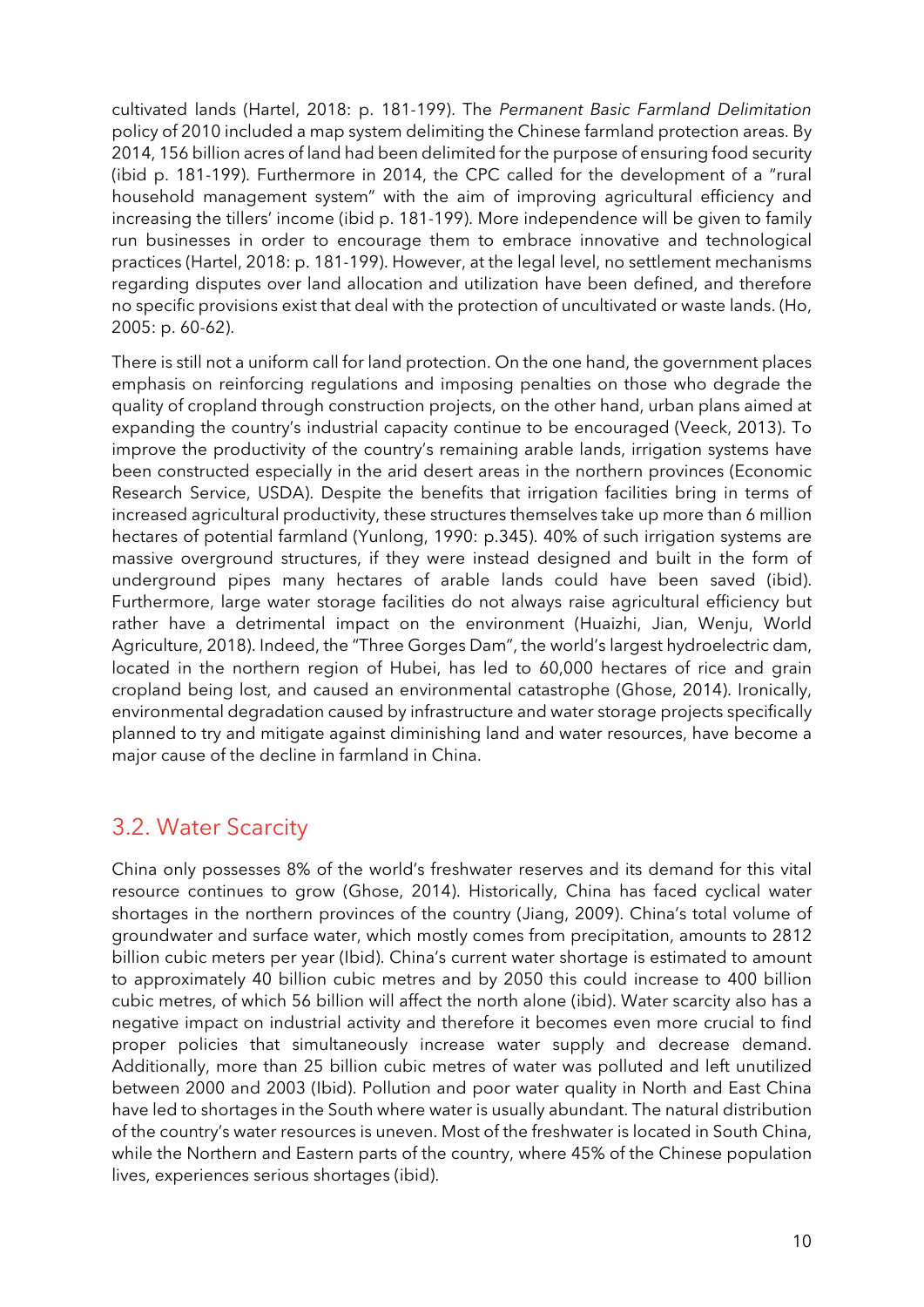cultivated lands (Hartel, 2018: p. 181-199). The *Permanent Basic Farmland Delimitation* policy of 2010 included a map system delimiting the Chinese farmland protection areas. By 2014, 156 billion acres of land had been delimited for the purpose of ensuring food security (ibid p. 181-199). Furthermore in 2014, the CPC called for the development of a "rural household management system" with the aim of improving agricultural efficiency and increasing the tillers' income (ibid p. 181-199). More independence will be given to family run businesses in order to encourage them to embrace innovative and technological practices (Hartel, 2018: p. 181-199). However, at the legal level, no settlement mechanisms regarding disputes over land allocation and utilization have been defined, and therefore no specific provisions exist that deal with the protection of uncultivated or waste lands. (Ho, 2005: p. 60-62).

There is still not a uniform call for land protection. On the one hand, the government places emphasis on reinforcing regulations and imposing penalties on those who degrade the quality of cropland through construction projects, on the other hand, urban plans aimed at expanding the country's industrial capacity continue to be encouraged (Veeck, 2013). To improve the productivity of the country's remaining arable lands, irrigation systems have been constructed especially in the arid desert areas in the northern provinces (Economic Research Service, USDA). Despite the benefits that irrigation facilities bring in terms of increased agricultural productivity, these structures themselves take up more than 6 million hectares of potential farmland (Yunlong, 1990: p.345). 40% of such irrigation systems are massive overground structures, if they were instead designed and built in the form of underground pipes many hectares of arable lands could have been saved (ibid). Furthermore, large water storage facilities do not always raise agricultural efficiency but rather have a detrimental impact on the environment (Huaizhi, Jian, Wenju, World Agriculture, 2018). Indeed, the "Three Gorges Dam", the world's largest hydroelectric dam, located in the northern region of Hubei, has led to 60,000 hectares of rice and grain cropland being lost, and caused an environmental catastrophe (Ghose, 2014). Ironically, environmental degradation caused by infrastructure and water storage projects specifically planned to try and mitigate against diminishing land and water resources, have become a major cause of the decline in farmland in China.

## 3.2. Water Scarcity

China only possesses 8% of the world's freshwater reserves and its demand for this vital resource continues to grow (Ghose, 2014). Historically, China has faced cyclical water shortages in the northern provinces of the country (Jiang, 2009). China's total volume of groundwater and surface water, which mostly comes from precipitation, amounts to 2812 billion cubic meters per year (Ibid). China's current water shortage is estimated to amount to approximately 40 billion cubic metres and by 2050 this could increase to 400 billion cubic metres, of which 56 billion will affect the north alone (ibid). Water scarcity also has a negative impact on industrial activity and therefore it becomes even more crucial to find proper policies that simultaneously increase water supply and decrease demand. Additionally, more than 25 billion cubic metres of water was polluted and left unutilized between 2000 and 2003 (Ibid). Pollution and poor water quality in North and East China have led to shortages in the South where water is usually abundant. The natural distribution of the country's water resources is uneven. Most of the freshwater is located in South China, while the Northern and Eastern parts of the country, where 45% of the Chinese population lives, experiences serious shortages (ibid).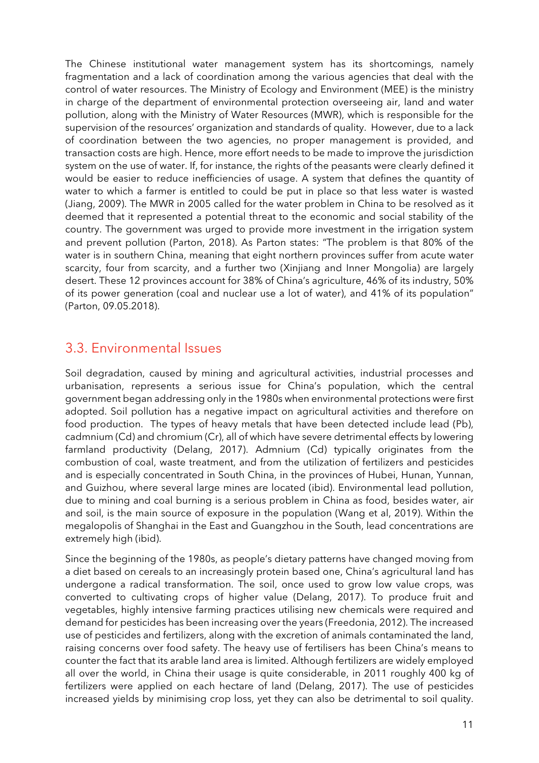The Chinese institutional water management system has its shortcomings, namely fragmentation and a lack of coordination among the various agencies that deal with the control of water resources. The Ministry of Ecology and Environment (MEE) is the ministry in charge of the department of environmental protection overseeing air, land and water pollution, along with the Ministry of Water Resources (MWR), which is responsible for the supervision of the resources' organization and standards of quality. However, due to a lack of coordination between the two agencies, no proper management is provided, and transaction costs are high. Hence, more effort needs to be made to improve the jurisdiction system on the use of water. If, for instance, the rights of the peasants were clearly defined it would be easier to reduce inefficiencies of usage. A system that defines the quantity of water to which a farmer is entitled to could be put in place so that less water is wasted (Jiang, 2009). The MWR in 2005 called for the water problem in China to be resolved as it deemed that it represented a potential threat to the economic and social stability of the country. The government was urged to provide more investment in the irrigation system and prevent pollution (Parton, 2018). As Parton states: "The problem is that 80% of the water is in southern China, meaning that eight northern provinces suffer from acute water scarcity, four from scarcity, and a further two (Xinjiang and Inner Mongolia) are largely desert. These 12 provinces account for 38% of China's agriculture, 46% of its industry, 50% of its power generation (coal and nuclear use a lot of water), and 41% of its population" (Parton, 09.05.2018).

## 3.3. Environmental Issues

Soil degradation, caused by mining and agricultural activities, industrial processes and urbanisation, represents a serious issue for China's population, which the central government began addressing only in the 1980s when environmental protections were first adopted. Soil pollution has a negative impact on agricultural activities and therefore on food production. The types of heavy metals that have been detected include lead (Pb), cadmnium (Cd) and chromium (Cr), all of which have severe detrimental effects by lowering farmland productivity (Delang, 2017). Admnium (Cd) typically originates from the combustion of coal, waste treatment, and from the utilization of fertilizers and pesticides and is especially concentrated in South China, in the provinces of Hubei, Hunan, Yunnan, and Guizhou, where several large mines are located (ibid). Environmental lead pollution, due to mining and coal burning is a serious problem in China as food, besides water, air and soil, is the main source of exposure in the population (Wang et al, 2019). Within the megalopolis of Shanghai in the East and Guangzhou in the South, lead concentrations are extremely high (ibid).

Since the beginning of the 1980s, as people's dietary patterns have changed moving from a diet based on cereals to an increasingly protein based one, China's agricultural land has undergone a radical transformation. The soil, once used to grow low value crops, was converted to cultivating crops of higher value (Delang, 2017). To produce fruit and vegetables, highly intensive farming practices utilising new chemicals were required and demand for pesticides has been increasing over the years (Freedonia, 2012). The increased use of pesticides and fertilizers, along with the excretion of animals contaminated the land, raising concerns over food safety. The heavy use of fertilisers has been China's means to counter the fact that its arable land area is limited. Although fertilizers are widely employed all over the world, in China their usage is quite considerable, in 2011 roughly 400 kg of fertilizers were applied on each hectare of land (Delang, 2017). The use of pesticides increased yields by minimising crop loss, yet they can also be detrimental to soil quality.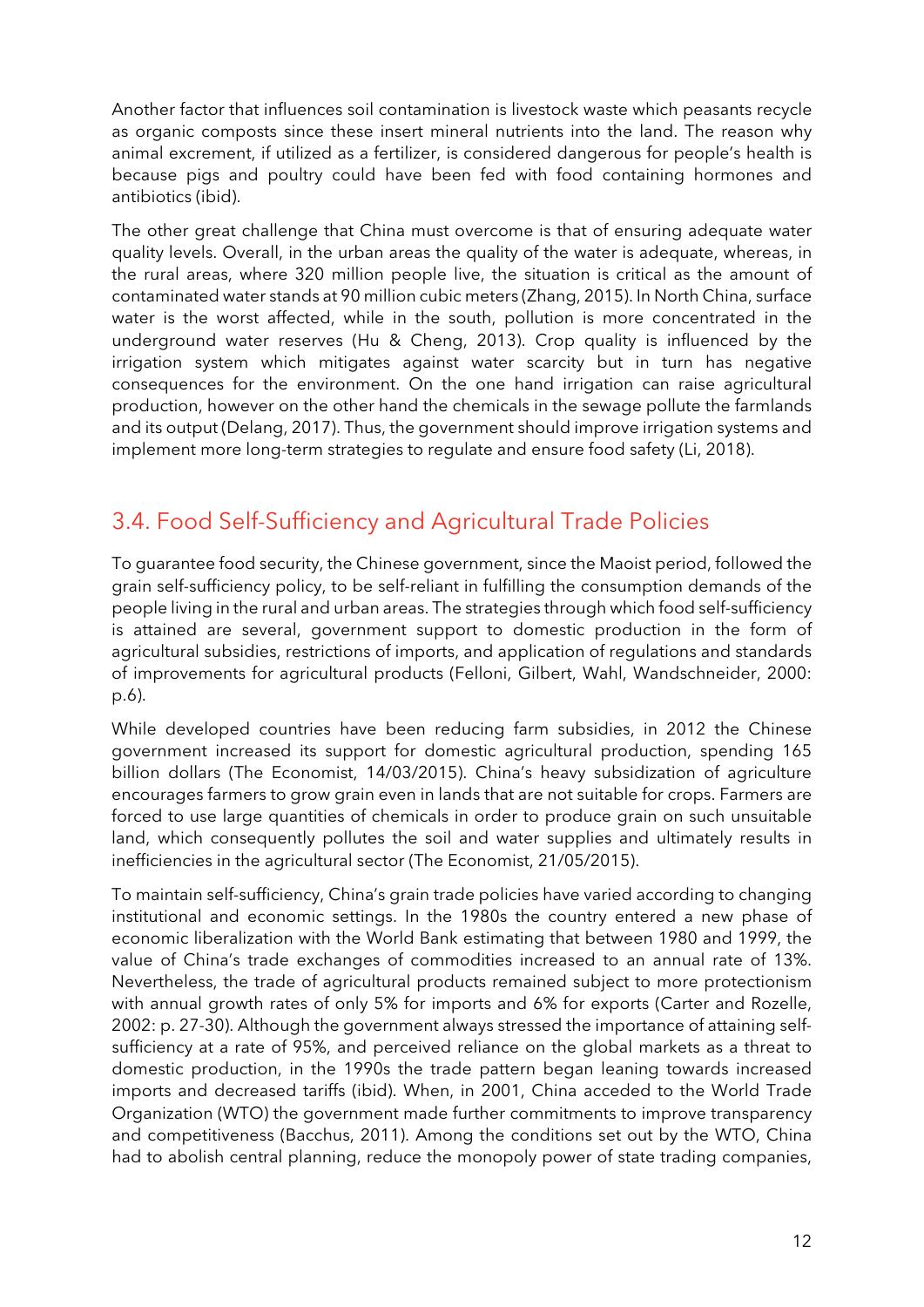Another factor that influences soil contamination is livestock waste which peasants recycle as organic composts since these insert mineral nutrients into the land. The reason why animal excrement, if utilized as a fertilizer, is considered dangerous for people's health is because pigs and poultry could have been fed with food containing hormones and antibiotics (ibid).

The other great challenge that China must overcome is that of ensuring adequate water quality levels. Overall, in the urban areas the quality of the water is adequate, whereas, in the rural areas, where 320 million people live, the situation is critical as the amount of contaminated water stands at 90 million cubic meters (Zhang, 2015). In North China, surface water is the worst affected, while in the south, pollution is more concentrated in the underground water reserves (Hu & Cheng, 2013). Crop quality is influenced by the irrigation system which mitigates against water scarcity but in turn has negative consequences for the environment. On the one hand irrigation can raise agricultural production, however on the other hand the chemicals in the sewage pollute the farmlands and its output (Delang, 2017). Thus, the government should improve irrigation systems and implement more long-term strategies to regulate and ensure food safety (Li, 2018).

## 3.4. Food Self-Sufficiency and Agricultural Trade Policies

To guarantee food security, the Chinese government, since the Maoist period, followed the grain self-sufficiency policy, to be self-reliant in fulfilling the consumption demands of the people living in the rural and urban areas. The strategies through which food self-sufficiency is attained are several, government support to domestic production in the form of agricultural subsidies, restrictions of imports, and application of regulations and standards of improvements for agricultural products (Felloni, Gilbert, Wahl, Wandschneider, 2000: p.6).

While developed countries have been reducing farm subsidies, in 2012 the Chinese government increased its support for domestic agricultural production, spending 165 billion dollars (The Economist, 14/03/2015). China's heavy subsidization of agriculture encourages farmers to grow grain even in lands that are not suitable for crops. Farmers are forced to use large quantities of chemicals in order to produce grain on such unsuitable land, which consequently pollutes the soil and water supplies and ultimately results in inefficiencies in the agricultural sector (The Economist, 21/05/2015).

To maintain self-sufficiency, China's grain trade policies have varied according to changing institutional and economic settings. In the 1980s the country entered a new phase of economic liberalization with the World Bank estimating that between 1980 and 1999, the value of China's trade exchanges of commodities increased to an annual rate of 13%. Nevertheless, the trade of agricultural products remained subject to more protectionism with annual growth rates of only 5% for imports and 6% for exports (Carter and Rozelle, 2002: p. 27-30). Although the government always stressed the importance of attaining self-sufficiency at a rate of 95%, and perceived reliance on the global markets as a threat to domestic production, in the 1990s the trade pattern began leaning towards increased imports and decreased tariffs (ibid). When, in 2001, China acceded to the World Trade Organization (WTO) the government made further commitments to improve transparency and competitiveness (Bacchus, 2011). Among the conditions set out by the WTO, China had to abolish central planning, reduce the monopoly power of state trading companies,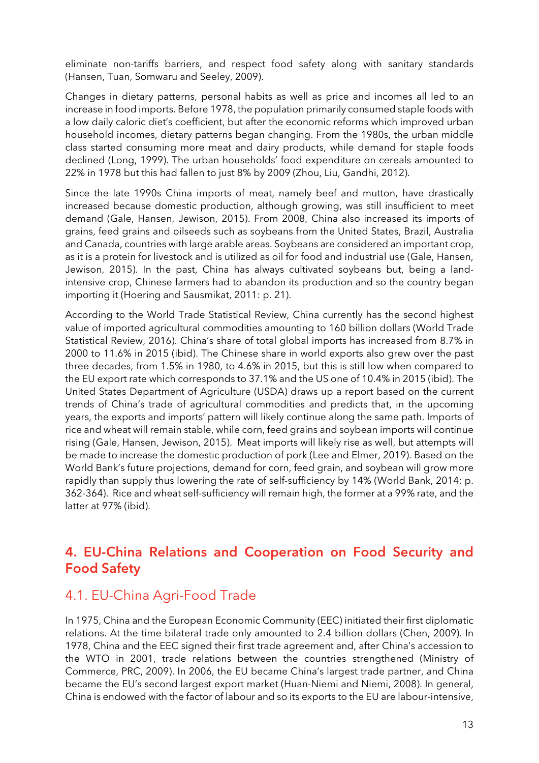eliminate non-tariffs barriers, and respect food safety along with sanitary standards (Hansen, Tuan, Somwaru and Seeley, 2009).

Changes in dietary patterns, personal habits as well as price and incomes all led to an increase in food imports. Before 1978, the population primarily consumed staple foods with a low daily caloric diet's coefficient, but after the economic reforms which improved urban household incomes, dietary patterns began changing. From the 1980s, the urban middle class started consuming more meat and dairy products, while demand for staple foods declined (Long, 1999). The urban households' food expenditure on cereals amounted to 22% in 1978 but this had fallen to just 8% by 2009 (Zhou, Liu, Gandhi, 2012).

Since the late 1990s China imports of meat, namely beef and mutton, have drastically increased because domestic production, although growing, was still insufficient to meet demand (Gale, Hansen, Jewison, 2015). From 2008, China also increased its imports of grains, feed grains and oilseeds such as soybeans from the United States, Brazil, Australia and Canada, countries with large arable areas. Soybeans are considered an important crop, as it is a protein for livestock and is utilized as oil for food and industrial use (Gale, Hansen, Jewison, 2015). In the past, China has always cultivated soybeans but, being a land-intensive crop, Chinese farmers had to abandon its production and so the country began importing it (Hoering and Sausmikat, 2011: p. 21).

According to the World Trade Statistical Review, China currently has the second highest value of imported agricultural commodities amounting to 160 billion dollars (World Trade Statistical Review, 2016). China's share of total global imports has increased from 8.7% in 2000 to 11.6% in 2015 (ibid). The Chinese share in world exports also grew over the past three decades, from 1.5% in 1980, to 4.6% in 2015, but this is still low when compared to the EU export rate which corresponds to 37.1% and the US one of 10.4% in 2015 (ibid). The United States Department of Agriculture (USDA) draws up a report based on the current trends of China's trade of agricultural commodities and predicts that, in the upcoming years, the exports and imports' pattern will likely continue along the same path. Imports of rice and wheat will remain stable, while corn, feed grains and soybean imports will continue rising (Gale, Hansen, Jewison, 2015). Meat imports will likely rise as well, but attempts will be made to increase the domestic production of pork (Lee and Elmer, 2019). Based on the World Bank's future projections, demand for corn, feed grain, and soybean will grow more rapidly than supply thus lowering the rate of self-sufficiency by 14% (World Bank, 2014: p. 362-364). Rice and wheat self-sufficiency will remain high, the former at a 99% rate, and the latter at 97% (ibid).

## 4. EU-China Relations and Cooperation on Food Security and Food Safety

### 4.1. EU-China Agri-Food Trade

In 1975, China and the European Economic Community (EEC) initiated their first diplomatic relations. At the time bilateral trade only amounted to 2.4 billion dollars (Chen, 2009). In 1978, China and the EEC signed their first trade agreement and, after China's accession to the WTO in 2001, trade relations between the countries strengthened (Ministry of Commerce, PRC, 2009). In 2006, the EU became China's largest trade partner, and China became the EU's second largest export market (Huan-Niemi and Niemi, 2008). In general, China is endowed with the factor of labour and so its exports to the EU are labour-intensive,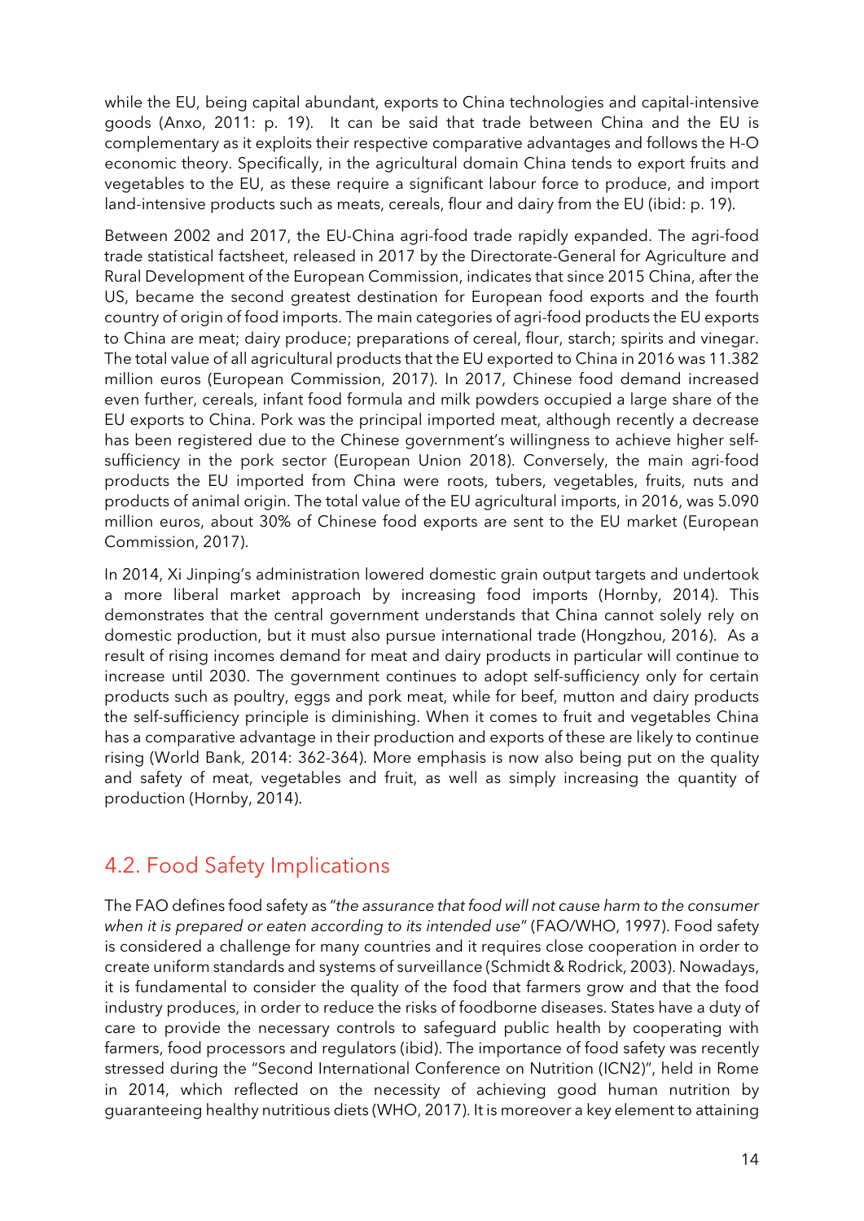while the EU, being capital abundant, exports to China technologies and capital-intensive goods (Anxo, 2011: p. 19). It can be said that trade between China and the EU is complementary as it exploits their respective comparative advantages and follows the H-O economic theory. Specifically, in the agricultural domain China tends to export fruits and vegetables to the EU, as these require a significant labour force to produce, and import land-intensive products such as meats, cereals, flour and dairy from the EU (ibid: p. 19).

Between 2002 and 2017, the EU-China agri-food trade rapidly expanded. The agri-food trade statistical factsheet, released in 2017 by the Directorate-General for Agriculture and Rural Development of the European Commission, indicates that since 2015 China, after the US, became the second greatest destination for European food exports and the fourth country of origin of food imports. The main categories of agri-food products the EU exports to China are meat; dairy produce; preparations of cereal, flour, starch; spirits and vinegar. The total value of all agricultural products that the EU exported to China in 2016 was 11.382 million euros (European Commission, 2017). In 2017, Chinese food demand increased even further, cereals, infant food formula and milk powders occupied a large share of the EU exports to China. Pork was the principal imported meat, although recently a decrease has been registered due to the Chinese government's willingness to achieve higher self-sufficiency in the pork sector (European Union 2018). Conversely, the main agri-food products the EU imported from China were roots, tubers, vegetables, fruits, nuts and products of animal origin. The total value of the EU agricultural imports, in 2016, was 5.090 million euros, about 30% of Chinese food exports are sent to the EU market (European Commission, 2017).

In 2014, Xi Jinping's administration lowered domestic grain output targets and undertook a more liberal market approach by increasing food imports (Hornby, 2014). This demonstrates that the central government understands that China cannot solely rely on domestic production, but it must also pursue international trade (Hongzhou, 2016). As a result of rising incomes demand for meat and dairy products in particular will continue to increase until 2030. The government continues to adopt self-sufficiency only for certain products such as poultry, eggs and pork meat, while for beef, mutton and dairy products the self-sufficiency principle is diminishing. When it comes to fruit and vegetables China has a comparative advantage in their production and exports of these are likely to continue rising (World Bank, 2014: 362-364). More emphasis is now also being put on the quality and safety of meat, vegetables and fruit, as well as simply increasing the quantity of production (Hornby, 2014).

## 4.2. Food Safety Implications

The FAO defines food safety as "*the assurance that food will not cause harm to the consumer when it is prepared or eaten according to its intended use*" (FAO/WHO, 1997). Food safety is considered a challenge for many countries and it requires close cooperation in order to create uniform standards and systems of surveillance (Schmidt & Rodrick, 2003). Nowadays, it is fundamental to consider the quality of the food that farmers grow and that the food industry produces, in order to reduce the risks of foodborne diseases. States have a duty of care to provide the necessary controls to safeguard public health by cooperating with farmers, food processors and regulators (ibid). The importance of food safety was recently stressed during the "Second International Conference on Nutrition (ICN2)", held in Rome in 2014, which reflected on the necessity of achieving good human nutrition by guaranteeing healthy nutritious diets (WHO, 2017). It is moreover a key element to attaining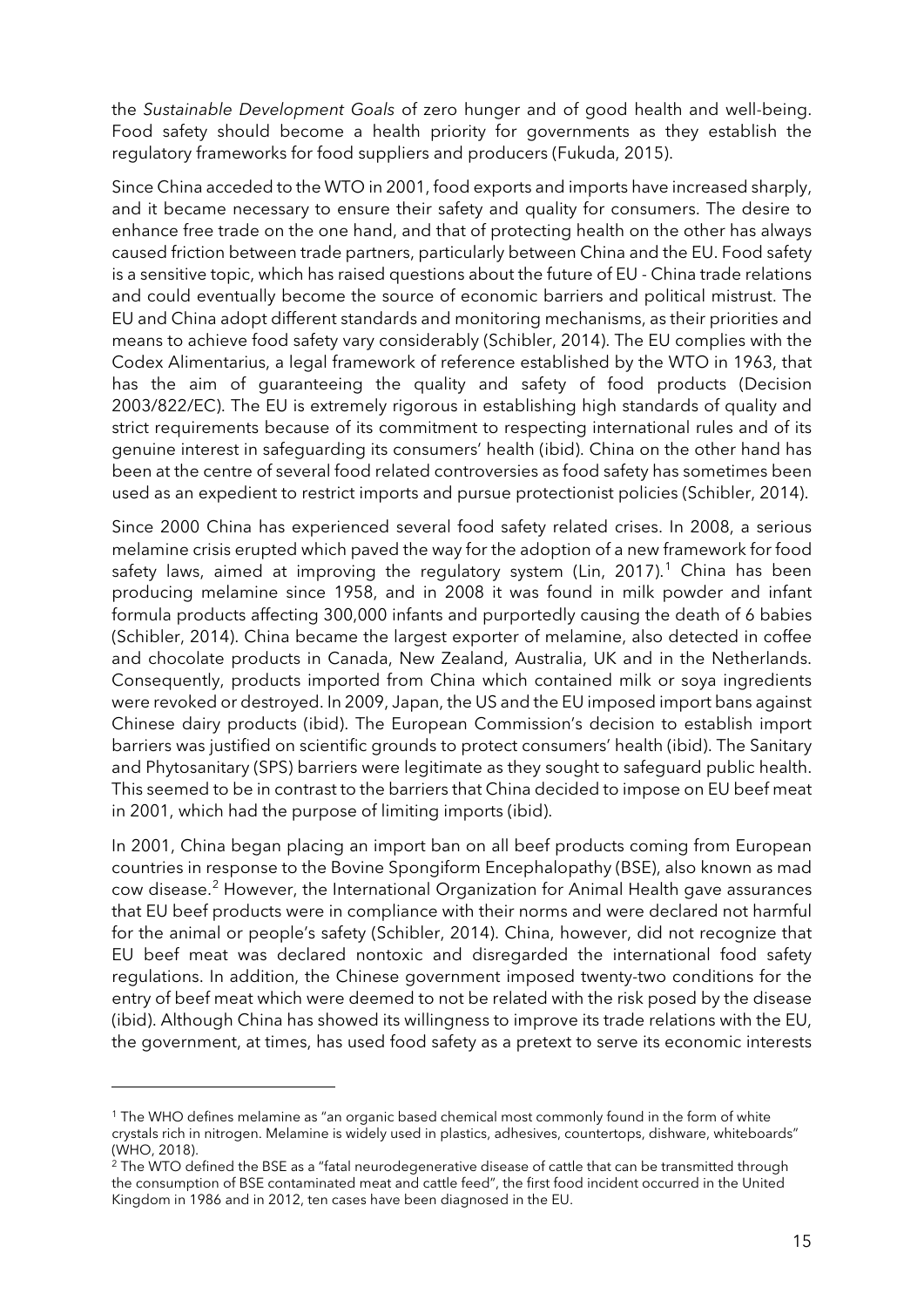the *Sustainable Development Goals* of zero hunger and of good health and well-being. Food safety should become a health priority for governments as they establish the regulatory frameworks for food suppliers and producers (Fukuda, 2015).

Since China acceded to the WTO in 2001, food exports and imports have increased sharply, and it became necessary to ensure their safety and quality for consumers. The desire to enhance free trade on the one hand, and that of protecting health on the other has always caused friction between trade partners, particularly between China and the EU. Food safety is a sensitive topic, which has raised questions about the future of EU - China trade relations and could eventually become the source of economic barriers and political mistrust. The EU and China adopt different standards and monitoring mechanisms, as their priorities and means to achieve food safety vary considerably (Schibler, 2014). The EU complies with the Codex Alimentarius, a legal framework of reference established by the WTO in 1963, that has the aim of guaranteeing the quality and safety of food products (Decision 2003/822/EC). The EU is extremely rigorous in establishing high standards of quality and strict requirements because of its commitment to respecting international rules and of its genuine interest in safeguarding its consumers' health (ibid). China on the other hand has been at the centre of several food related controversies as food safety has sometimes been used as an expedient to restrict imports and pursue protectionist policies (Schibler, 2014).

Since 2000 China has experienced several food safety related crises. In 2008, a serious melamine crisis erupted which paved the way for the adoption of a new framework for food safety laws, aimed at improving the regulatory system (Lin, 2017).[1] China has been producing melamine since 1958, and in 2008 it was found in milk powder and infant formula products affecting 300,000 infants and purportedly causing the death of 6 babies (Schibler, 2014). China became the largest exporter of melamine, also detected in coffee and chocolate products in Canada, New Zealand, Australia, UK and in the Netherlands. Consequently, products imported from China which contained milk or soya ingredients were revoked or destroyed. In 2009, Japan, the US and the EU imposed import bans against Chinese dairy products (ibid). The European Commission's decision to establish import barriers was justified on scientific grounds to protect consumers' health (ibid). The Sanitary and Phytosanitary (SPS) barriers were legitimate as they sought to safeguard public health. This seemed to be in contrast to the barriers that China decided to impose on EU beef meat in 2001, which had the purpose of limiting imports (ibid).

In 2001, China began placing an import ban on all beef products coming from European countries in response to the Bovine Spongiform Encephalopathy (BSE), also known as mad cow disease.[2] However, the International Organization for Animal Health gave assurances that EU beef products were in compliance with their norms and were declared not harmful for the animal or people's safety (Schibler, 2014). China, however, did not recognize that EU beef meat was declared nontoxic and disregarded the international food safety regulations. In addition, the Chinese government imposed twenty-two conditions for the entry of beef meat which were deemed to not be related with the risk posed by the disease (ibid). Although China has showed its willingness to improve its trade relations with the EU, the government, at times, has used food safety as a pretext to serve its economic interests

---

[1] The WHO defines melamine as "an organic based chemical most commonly found in the form of white crystals rich in nitrogen. Melamine is widely used in plastics, adhesives, countertops, dishware, whiteboards" (WHO, 2018).

[2] The WTO defined the BSE as a "fatal neurodegenerative disease of cattle that can be transmitted through the consumption of BSE contaminated meat and cattle feed", the first food incident occurred in the United Kingdom in 1986 and in 2012, ten cases have been diagnosed in the EU.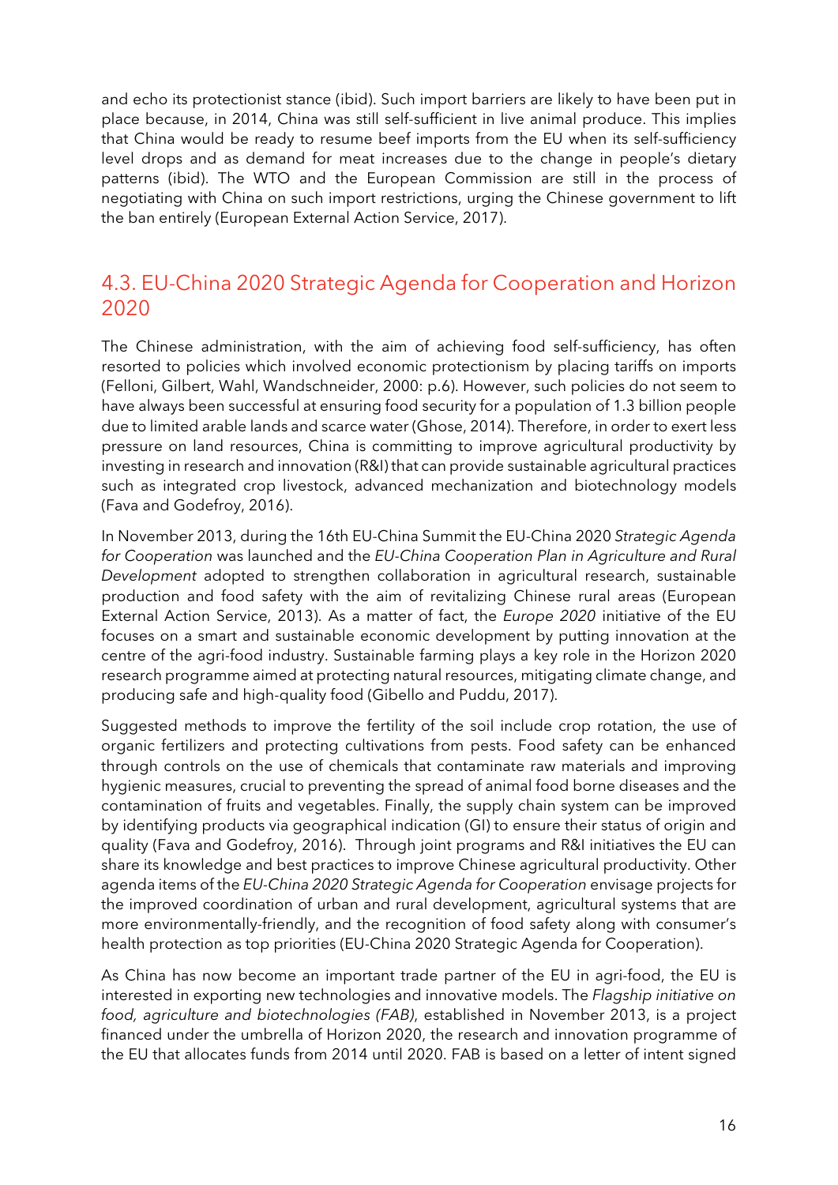and echo its protectionist stance (ibid). Such import barriers are likely to have been put in place because, in 2014, China was still self-sufficient in live animal produce. This implies that China would be ready to resume beef imports from the EU when its self-sufficiency level drops and as demand for meat increases due to the change in people's dietary patterns (ibid). The WTO and the European Commission are still in the process of negotiating with China on such import restrictions, urging the Chinese government to lift the ban entirely (European External Action Service, 2017).

## 4.3. EU-China 2020 Strategic Agenda for Cooperation and Horizon 2020

The Chinese administration, with the aim of achieving food self-sufficiency, has often resorted to policies which involved economic protectionism by placing tariffs on imports (Felloni, Gilbert, Wahl, Wandschneider, 2000: p.6). However, such policies do not seem to have always been successful at ensuring food security for a population of 1.3 billion people due to limited arable lands and scarce water (Ghose, 2014). Therefore, in order to exert less pressure on land resources, China is committing to improve agricultural productivity by investing in research and innovation (R&I) that can provide sustainable agricultural practices such as integrated crop livestock, advanced mechanization and biotechnology models (Fava and Godefroy, 2016).

In November 2013, during the 16th EU-China Summit the EU-China 2020 *Strategic Agenda for Cooperation* was launched and the *EU-China Cooperation Plan in Agriculture and Rural Development* adopted to strengthen collaboration in agricultural research, sustainable production and food safety with the aim of revitalizing Chinese rural areas (European External Action Service, 2013). As a matter of fact, the *Europe 2020* initiative of the EU focuses on a smart and sustainable economic development by putting innovation at the centre of the agri-food industry. Sustainable farming plays a key role in the Horizon 2020 research programme aimed at protecting natural resources, mitigating climate change, and producing safe and high-quality food (Gibello and Puddu, 2017).

Suggested methods to improve the fertility of the soil include crop rotation, the use of organic fertilizers and protecting cultivations from pests. Food safety can be enhanced through controls on the use of chemicals that contaminate raw materials and improving hygienic measures, crucial to preventing the spread of animal food borne diseases and the contamination of fruits and vegetables. Finally, the supply chain system can be improved by identifying products via geographical indication (GI) to ensure their status of origin and quality (Fava and Godefroy, 2016). Through joint programs and R&I initiatives the EU can share its knowledge and best practices to improve Chinese agricultural productivity. Other agenda items of the *EU-China 2020 Strategic Agenda for Cooperation* envisage projects for the improved coordination of urban and rural development, agricultural systems that are more environmentally-friendly, and the recognition of food safety along with consumer's health protection as top priorities (EU-China 2020 Strategic Agenda for Cooperation).

As China has now become an important trade partner of the EU in agri-food, the EU is interested in exporting new technologies and innovative models. The *Flagship initiative on food, agriculture and biotechnologies (FAB)*, established in November 2013, is a project financed under the umbrella of Horizon 2020, the research and innovation programme of the EU that allocates funds from 2014 until 2020. FAB is based on a letter of intent signed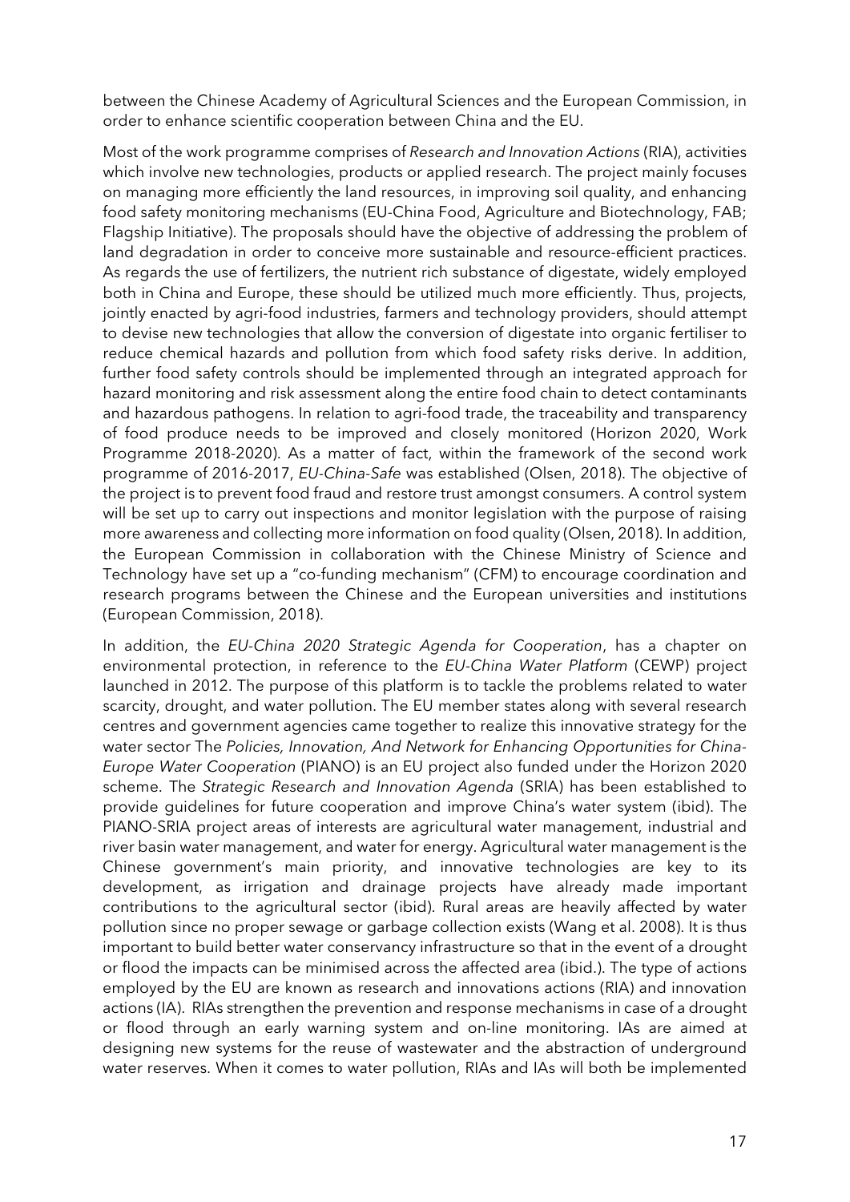between the Chinese Academy of Agricultural Sciences and the European Commission, in order to enhance scientific cooperation between China and the EU.

Most of the work programme comprises of *Research and Innovation Actions* (RIA), activities which involve new technologies, products or applied research. The project mainly focuses on managing more efficiently the land resources, in improving soil quality, and enhancing food safety monitoring mechanisms (EU-China Food, Agriculture and Biotechnology, FAB; Flagship Initiative). The proposals should have the objective of addressing the problem of land degradation in order to conceive more sustainable and resource-efficient practices. As regards the use of fertilizers, the nutrient rich substance of digestate, widely employed both in China and Europe, these should be utilized much more efficiently. Thus, projects, jointly enacted by agri-food industries, farmers and technology providers, should attempt to devise new technologies that allow the conversion of digestate into organic fertiliser to reduce chemical hazards and pollution from which food safety risks derive. In addition, further food safety controls should be implemented through an integrated approach for hazard monitoring and risk assessment along the entire food chain to detect contaminants and hazardous pathogens. In relation to agri-food trade, the traceability and transparency of food produce needs to be improved and closely monitored (Horizon 2020, Work Programme 2018-2020). As a matter of fact, within the framework of the second work programme of 2016-2017, *EU-China-Safe* was established (Olsen, 2018). The objective of the project is to prevent food fraud and restore trust amongst consumers. A control system will be set up to carry out inspections and monitor legislation with the purpose of raising more awareness and collecting more information on food quality (Olsen, 2018). In addition, the European Commission in collaboration with the Chinese Ministry of Science and Technology have set up a "co-funding mechanism" (CFM) to encourage coordination and research programs between the Chinese and the European universities and institutions (European Commission, 2018).

In addition, the *EU-China 2020 Strategic Agenda for Cooperation*, has a chapter on environmental protection, in reference to the *EU-China Water Platform* (CEWP) project launched in 2012. The purpose of this platform is to tackle the problems related to water scarcity, drought, and water pollution. The EU member states along with several research centres and government agencies came together to realize this innovative strategy for the water sector The *Policies, Innovation, And Network for Enhancing Opportunities for China-Europe Water Cooperation* (PIANO) is an EU project also funded under the Horizon 2020 scheme. The *Strategic Research and Innovation Agenda* (SRIA) has been established to provide guidelines for future cooperation and improve China's water system (ibid). The PIANO-SRIA project areas of interests are agricultural water management, industrial and river basin water management, and water for energy. Agricultural water management is the Chinese government's main priority, and innovative technologies are key to its development, as irrigation and drainage projects have already made important contributions to the agricultural sector (ibid). Rural areas are heavily affected by water pollution since no proper sewage or garbage collection exists (Wang et al. 2008). It is thus important to build better water conservancy infrastructure so that in the event of a drought or flood the impacts can be minimised across the affected area (ibid.). The type of actions employed by the EU are known as research and innovations actions (RIA) and innovation actions (IA). RIAs strengthen the prevention and response mechanisms in case of a drought or flood through an early warning system and on-line monitoring. IAs are aimed at designing new systems for the reuse of wastewater and the abstraction of underground water reserves. When it comes to water pollution, RIAs and IAs will both be implemented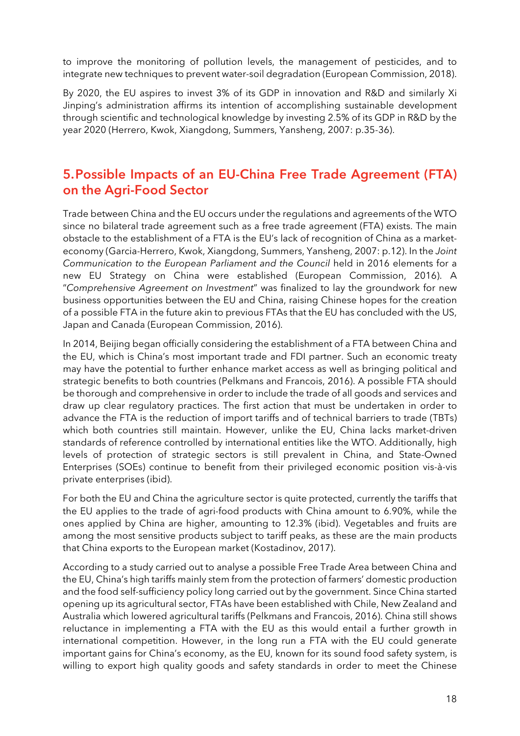to improve the monitoring of pollution levels, the management of pesticides, and to integrate new techniques to prevent water-soil degradation (European Commission, 2018).

By 2020, the EU aspires to invest 3% of its GDP in innovation and R&D and similarly Xi Jinping's administration affirms its intention of accomplishing sustainable development through scientific and technological knowledge by investing 2.5% of its GDP in R&D by the year 2020 (Herrero, Kwok, Xiangdong, Summers, Yansheng, 2007: p.35-36).

## 5. Possible Impacts of an EU-China Free Trade Agreement (FTA) on the Agri-Food Sector

Trade between China and the EU occurs under the regulations and agreements of the WTO since no bilateral trade agreement such as a free trade agreement (FTA) exists. The main obstacle to the establishment of a FTA is the EU's lack of recognition of China as a market-economy (Garcia-Herrero, Kwok, Xiangdong, Summers, Yansheng, 2007: p.12). In the *Joint Communication to the European Parliament and the Council* held in 2016 elements for a new EU Strategy on China were established (European Commission, 2016). A "*Comprehensive Agreement on Investment*" was finalized to lay the groundwork for new business opportunities between the EU and China, raising Chinese hopes for the creation of a possible FTA in the future akin to previous FTAs that the EU has concluded with the US, Japan and Canada (European Commission, 2016).

In 2014, Beijing began officially considering the establishment of a FTA between China and the EU, which is China's most important trade and FDI partner. Such an economic treaty may have the potential to further enhance market access as well as bringing political and strategic benefits to both countries (Pelkmans and Francois, 2016). A possible FTA should be thorough and comprehensive in order to include the trade of all goods and services and draw up clear regulatory practices. The first action that must be undertaken in order to advance the FTA is the reduction of import tariffs and of technical barriers to trade (TBTs) which both countries still maintain. However, unlike the EU, China lacks market-driven standards of reference controlled by international entities like the WTO. Additionally, high levels of protection of strategic sectors is still prevalent in China, and State-Owned Enterprises (SOEs) continue to benefit from their privileged economic position vis-à-vis private enterprises (ibid).

For both the EU and China the agriculture sector is quite protected, currently the tariffs that the EU applies to the trade of agri-food products with China amount to 6.90%, while the ones applied by China are higher, amounting to 12.3% (ibid). Vegetables and fruits are among the most sensitive products subject to tariff peaks, as these are the main products that China exports to the European market (Kostadinov, 2017).

According to a study carried out to analyse a possible Free Trade Area between China and the EU, China's high tariffs mainly stem from the protection of farmers' domestic production and the food self-sufficiency policy long carried out by the government. Since China started opening up its agricultural sector, FTAs have been established with Chile, New Zealand and Australia which lowered agricultural tariffs (Pelkmans and Francois, 2016). China still shows reluctance in implementing a FTA with the EU as this would entail a further growth in international competition. However, in the long run a FTA with the EU could generate important gains for China's economy, as the EU, known for its sound food safety system, is willing to export high quality goods and safety standards in order to meet the Chinese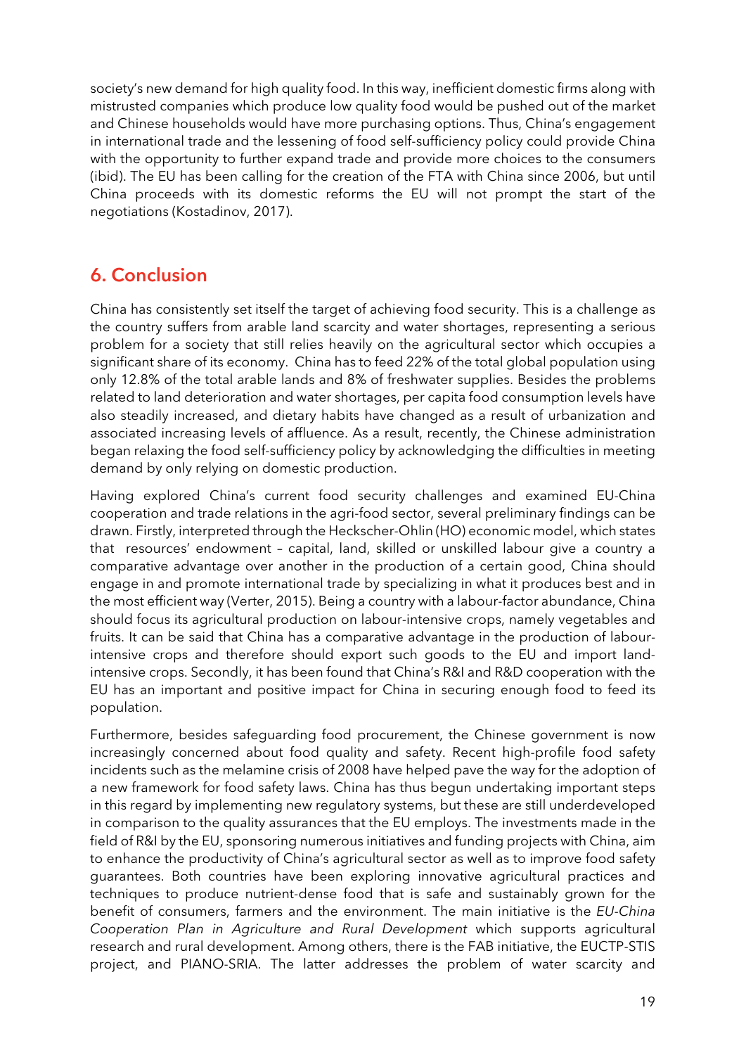society's new demand for high quality food. In this way, inefficient domestic firms along with mistrusted companies which produce low quality food would be pushed out of the market and Chinese households would have more purchasing options. Thus, China's engagement in international trade and the lessening of food self-sufficiency policy could provide China with the opportunity to further expand trade and provide more choices to the consumers (ibid). The EU has been calling for the creation of the FTA with China since 2006, but until China proceeds with its domestic reforms the EU will not prompt the start of the negotiations (Kostadinov, 2017).

## 6. Conclusion

China has consistently set itself the target of achieving food security. This is a challenge as the country suffers from arable land scarcity and water shortages, representing a serious problem for a society that still relies heavily on the agricultural sector which occupies a significant share of its economy. China has to feed 22% of the total global population using only 12.8% of the total arable lands and 8% of freshwater supplies. Besides the problems related to land deterioration and water shortages, per capita food consumption levels have also steadily increased, and dietary habits have changed as a result of urbanization and associated increasing levels of affluence. As a result, recently, the Chinese administration began relaxing the food self-sufficiency policy by acknowledging the difficulties in meeting demand by only relying on domestic production.

Having explored China's current food security challenges and examined EU-China cooperation and trade relations in the agri-food sector, several preliminary findings can be drawn. Firstly, interpreted through the Heckscher-Ohlin (HO) economic model, which states that resources' endowment – capital, land, skilled or unskilled labour give a country a comparative advantage over another in the production of a certain good, China should engage in and promote international trade by specializing in what it produces best and in the most efficient way (Verter, 2015). Being a country with a labour-factor abundance, China should focus its agricultural production on labour-intensive crops, namely vegetables and fruits. It can be said that China has a comparative advantage in the production of labour-intensive crops and therefore should export such goods to the EU and import land-intensive crops. Secondly, it has been found that China's R&I and R&D cooperation with the EU has an important and positive impact for China in securing enough food to feed its population.

Furthermore, besides safeguarding food procurement, the Chinese government is now increasingly concerned about food quality and safety. Recent high-profile food safety incidents such as the melamine crisis of 2008 have helped pave the way for the adoption of a new framework for food safety laws. China has thus begun undertaking important steps in this regard by implementing new regulatory systems, but these are still underdeveloped in comparison to the quality assurances that the EU employs. The investments made in the field of R&I by the EU, sponsoring numerous initiatives and funding projects with China, aim to enhance the productivity of China's agricultural sector as well as to improve food safety guarantees. Both countries have been exploring innovative agricultural practices and techniques to produce nutrient-dense food that is safe and sustainably grown for the benefit of consumers, farmers and the environment. The main initiative is the *EU-China Cooperation Plan in Agriculture and Rural Development* which supports agricultural research and rural development. Among others, there is the FAB initiative, the EUCTP-STIS project, and PIANO-SRIA. The latter addresses the problem of water scarcity and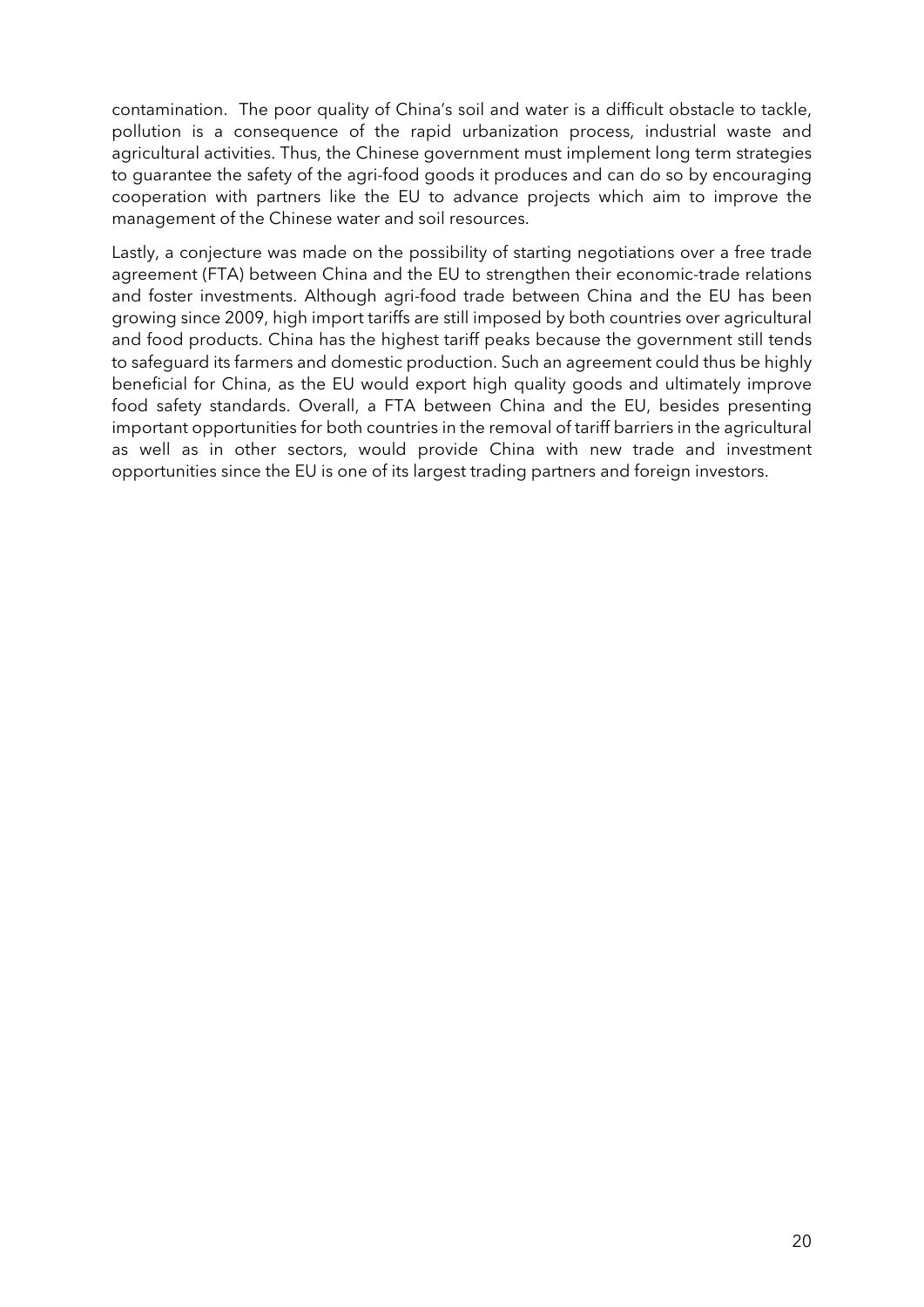contamination. The poor quality of China's soil and water is a difficult obstacle to tackle, pollution is a consequence of the rapid urbanization process, industrial waste and agricultural activities. Thus, the Chinese government must implement long term strategies to guarantee the safety of the agri-food goods it produces and can do so by encouraging cooperation with partners like the EU to advance projects which aim to improve the management of the Chinese water and soil resources.

Lastly, a conjecture was made on the possibility of starting negotiations over a free trade agreement (FTA) between China and the EU to strengthen their economic-trade relations and foster investments. Although agri-food trade between China and the EU has been growing since 2009, high import tariffs are still imposed by both countries over agricultural and food products. China has the highest tariff peaks because the government still tends to safeguard its farmers and domestic production. Such an agreement could thus be highly beneficial for China, as the EU would export high quality goods and ultimately improve food safety standards. Overall, a FTA between China and the EU, besides presenting important opportunities for both countries in the removal of tariff barriers in the agricultural as well as in other sectors, would provide China with new trade and investment opportunities since the EU is one of its largest trading partners and foreign investors.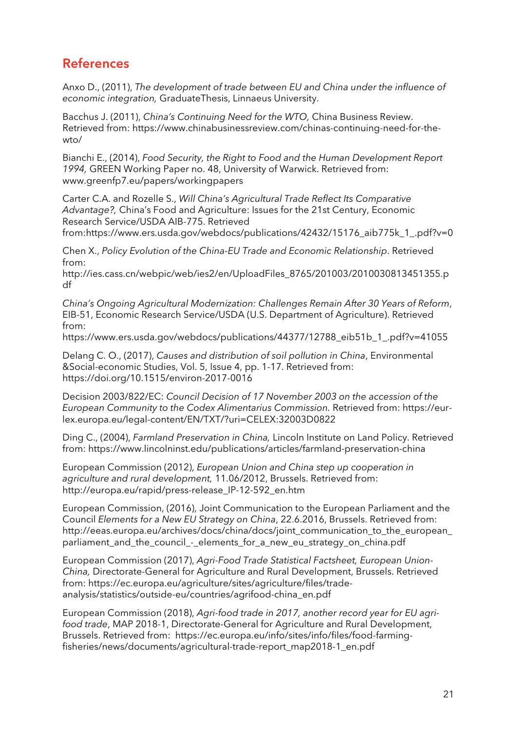## References

Anxo D., (2011), *The development of trade between EU and China under the influence of economic integration,* GraduateThesis, Linnaeus University.

Bacchus J. (2011), *China's Continuing Need for the WTO,* China Business Review. Retrieved from: https://www.chinabusinessreview.com/chinas-continuing-need-for-the-wto/

Bianchi E., (2014), *Food Security, the Right to Food and the Human Development Report 1994,* GREEN Working Paper no. 48, University of Warwick. Retrieved from: www.greenfp7.eu/papers/workingpapers

Carter C.A. and Rozelle S., *Will China's Agricultural Trade Reflect Its Comparative Advantage?,* China's Food and Agriculture: Issues for the 21st Century, Economic Research Service/USDA AIB-775. Retrieved from:https://www.ers.usda.gov/webdocs/publications/42432/15176_aib775k_1_.pdf?v=0

Chen X., *Policy Evolution of the China-EU Trade and Economic Relationship*. Retrieved from: http://ies.cass.cn/webpic/web/ies2/en/UploadFiles_8765/201003/2010030813451355.pdf

*China's Ongoing Agricultural Modernization: Challenges Remain After 30 Years of Reform*, EIB-51, Economic Research Service/USDA (U.S. Department of Agriculture). Retrieved from: https://www.ers.usda.gov/webdocs/publications/44377/12788_eib51b_1_.pdf?v=41055

Delang C. O., (2017), *Causes and distribution of soil pollution in China*, Environmental &Social-economic Studies, Vol. 5, Issue 4, pp. 1-17. Retrieved from: https://doi.org/10.1515/environ-2017-0016

Decision 2003/822/EC: *Council Decision of 17 November 2003 on the accession of the European Community to the Codex Alimentarius Commission.* Retrieved from: https://eur-lex.europa.eu/legal-content/EN/TXT/?uri=CELEX:32003D0822

Ding C., (2004), *Farmland Preservation in China,* Lincoln Institute on Land Policy. Retrieved from: https://www.lincolninst.edu/publications/articles/farmland-preservation-china

European Commission (2012), *European Union and China step up cooperation in agriculture and rural development,* 11.06/2012, Brussels. Retrieved from: http://europa.eu/rapid/press-release_IP-12-592_en.htm

European Commission, (2016), Joint Communication to the European Parliament and the Council *Elements for a New EU Strategy on China*, 22.6.2016, Brussels. Retrieved from: http://eeas.europa.eu/archives/docs/china/docs/joint_communication_to_the_european_parliament_and_the_council_-_elements_for_a_new_eu_strategy_on_china.pdf

European Commission (2017), *Agri-Food Trade Statistical Factsheet, European Union-China,* Directorate-General for Agriculture and Rural Development, Brussels. Retrieved from: https://ec.europa.eu/agriculture/sites/agriculture/files/trade-analysis/statistics/outside-eu/countries/agrifood-china_en.pdf

European Commission (2018), *Agri-food trade in 2017, another record year for EU agri-food trade*, MAP 2018-1, Directorate-General for Agriculture and Rural Development, Brussels. Retrieved from: https://ec.europa.eu/info/sites/info/files/food-farming-fisheries/news/documents/agricultural-trade-report_map2018-1_en.pdf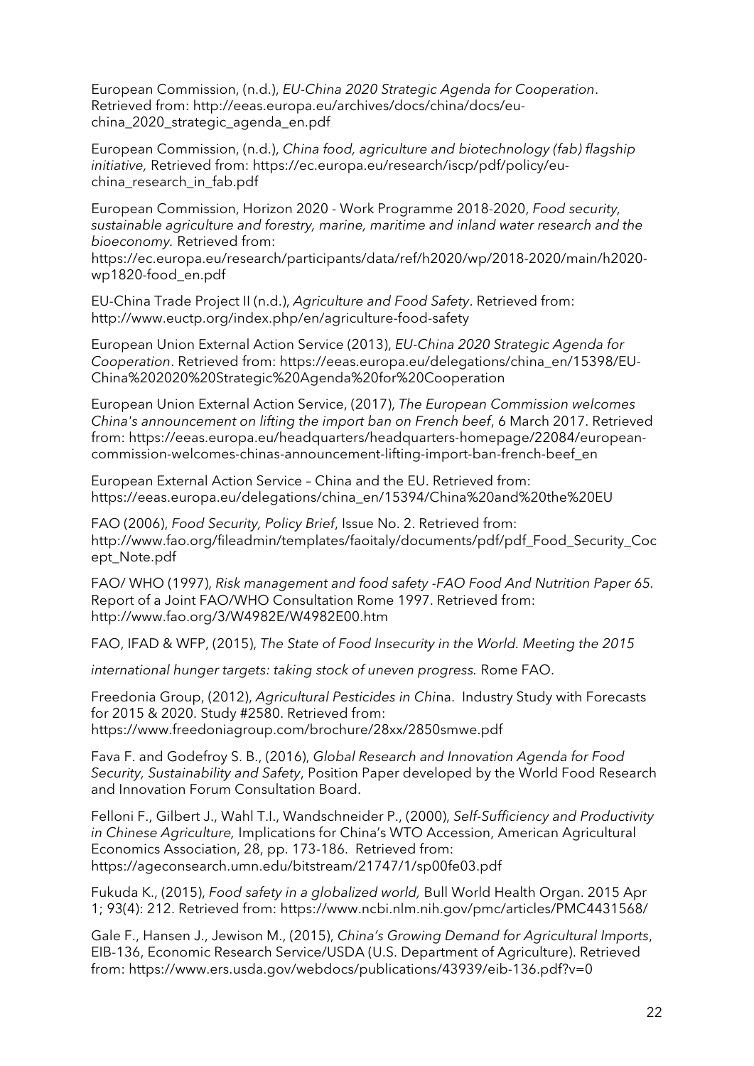European Commission, (n.d.), *EU-China 2020 Strategic Agenda for Cooperation*. Retrieved from: http://eeas.europa.eu/archives/docs/china/docs/eu-china_2020_strategic_agenda_en.pdf

European Commission, (n.d.), *China food, agriculture and biotechnology (fab) flagship initiative,* Retrieved from: https://ec.europa.eu/research/iscp/pdf/policy/eu-china_research_in_fab.pdf

European Commission, Horizon 2020 - Work Programme 2018-2020, *Food security, sustainable agriculture and forestry, marine, maritime and inland water research and the bioeconomy.* Retrieved from: https://ec.europa.eu/research/participants/data/ref/h2020/wp/2018-2020/main/h2020-wp1820-food_en.pdf

EU-China Trade Project II (n.d.), *Agriculture and Food Safety*. Retrieved from: http://www.euctp.org/index.php/en/agriculture-food-safety

European Union External Action Service (2013), *EU-China 2020 Strategic Agenda for Cooperation*. Retrieved from: https://eeas.europa.eu/delegations/china_en/15398/EU-China%202020%20Strategic%20Agenda%20for%20Cooperation

European Union External Action Service, (2017), *The European Commission welcomes China's announcement on lifting the import ban on French beef*, 6 March 2017. Retrieved from: https://eeas.europa.eu/headquarters/headquarters-homepage/22084/european-commission-welcomes-chinas-announcement-lifting-import-ban-french-beef_en

European External Action Service – China and the EU. Retrieved from: https://eeas.europa.eu/delegations/china_en/15394/China%20and%20the%20EU

FAO (2006), *Food Security, Policy Brief*, Issue No. 2. Retrieved from: http://www.fao.org/fileadmin/templates/faoitaly/documents/pdf/pdf_Food_Security_Cocept_Note.pdf

FAO/ WHO (1997), *Risk management and food safety -FAO Food And Nutrition Paper 65.* Report of a Joint FAO/WHO Consultation Rome 1997. Retrieved from: http://www.fao.org/3/W4982E/W4982E00.htm

FAO, IFAD & WFP, (2015), *The State of Food Insecurity in the World. Meeting the 2015*

*international hunger targets: taking stock of uneven progress.* Rome FAO.

Freedonia Group, (2012), *Agricultural Pesticides in China*. Industry Study with Forecasts for 2015 & 2020. Study #2580. Retrieved from: https://www.freedoniagroup.com/brochure/28xx/2850smwe.pdf

Fava F. and Godefroy S. B., (2016), *Global Research and Innovation Agenda for Food Security, Sustainability and Safety*, Position Paper developed by the World Food Research and Innovation Forum Consultation Board.

Felloni F., Gilbert J., Wahl T.I., Wandschneider P., (2000), *Self-Sufficiency and Productivity in Chinese Agriculture,* Implications for China's WTO Accession, American Agricultural Economics Association, 28, pp. 173-186. Retrieved from: https://ageconsearch.umn.edu/bitstream/21747/1/sp00fe03.pdf

Fukuda K., (2015), *Food safety in a globalized world,* Bull World Health Organ. 2015 Apr 1; 93(4): 212. Retrieved from: https://www.ncbi.nlm.nih.gov/pmc/articles/PMC4431568/

Gale F., Hansen J., Jewison M., (2015), *China's Growing Demand for Agricultural Imports*, EIB-136, Economic Research Service/USDA (U.S. Department of Agriculture). Retrieved from: https://www.ers.usda.gov/webdocs/publications/43939/eib-136.pdf?v=0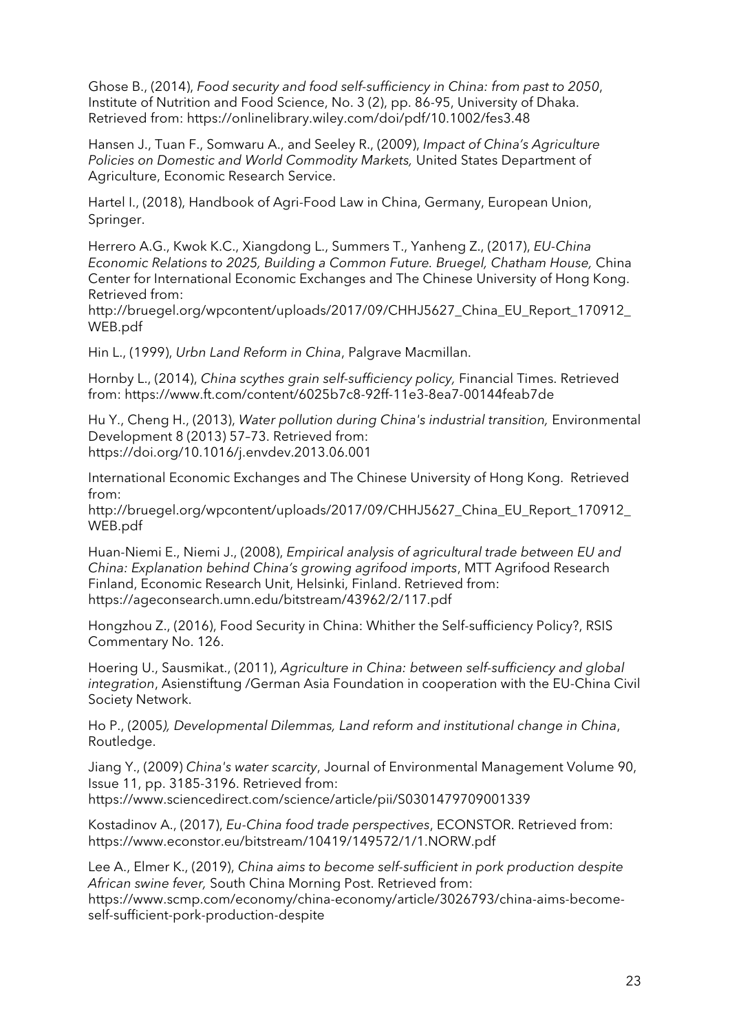Ghose B., (2014), *Food security and food self-sufficiency in China: from past to 2050*, Institute of Nutrition and Food Science, No. 3 (2), pp. 86-95, University of Dhaka. Retrieved from: https://onlinelibrary.wiley.com/doi/pdf/10.1002/fes3.48

Hansen J., Tuan F., Somwaru A., and Seeley R., (2009), *Impact of China's Agriculture Policies on Domestic and World Commodity Markets,* United States Department of Agriculture, Economic Research Service.

Hartel I., (2018), Handbook of Agri-Food Law in China, Germany, European Union, Springer.

Herrero A.G., Kwok K.C., Xiangdong L., Summers T., Yanheng Z., (2017), *EU-China Economic Relations to 2025, Building a Common Future. Bruegel, Chatham House,* China Center for International Economic Exchanges and The Chinese University of Hong Kong. Retrieved from:
http://bruegel.org/wpcontent/uploads/2017/09/CHHJ5627_China_EU_Report_170912_WEB.pdf

Hin L., (1999), *Urbn Land Reform in China*, Palgrave Macmillan.

Hornby L., (2014), *China scythes grain self-sufficiency policy,* Financial Times. Retrieved from: https://www.ft.com/content/6025b7c8-92ff-11e3-8ea7-00144feab7de

Hu Y., Cheng H., (2013), *Water pollution during China's industrial transition,* Environmental Development 8 (2013) 57–73. Retrieved from:
https://doi.org/10.1016/j.envdev.2013.06.001

International Economic Exchanges and The Chinese University of Hong Kong. Retrieved from:
http://bruegel.org/wpcontent/uploads/2017/09/CHHJ5627_China_EU_Report_170912_WEB.pdf

Huan-Niemi E., Niemi J., (2008), *Empirical analysis of agricultural trade between EU and China: Explanation behind China's growing agrifood imports*, MTT Agrifood Research Finland, Economic Research Unit, Helsinki, Finland. Retrieved from:
https://ageconsearch.umn.edu/bitstream/43962/2/117.pdf

Hongzhou Z., (2016), Food Security in China: Whither the Self-sufficiency Policy?, RSIS Commentary No. 126.

Hoering U., Sausmikat., (2011), *Agriculture in China: between self-sufficiency and global integration*, Asienstiftung /German Asia Foundation in cooperation with the EU-China Civil Society Network.

Ho P., (2005*), Developmental Dilemmas, Land reform and institutional change in China*, Routledge.

Jiang Y., (2009) *China's water scarcity*, Journal of Environmental Management Volume 90, Issue 11, pp. 3185-3196. Retrieved from:
https://www.sciencedirect.com/science/article/pii/S0301479709001339

Kostadinov A., (2017), *Eu-China food trade perspectives*, ECONSTOR. Retrieved from:
https://www.econstor.eu/bitstream/10419/149572/1/1.NORW.pdf

Lee A., Elmer K., (2019), *China aims to become self-sufficient in pork production despite African swine fever,* South China Morning Post. Retrieved from:
https://www.scmp.com/economy/china-economy/article/3026793/china-aims-become-self-sufficient-pork-production-despite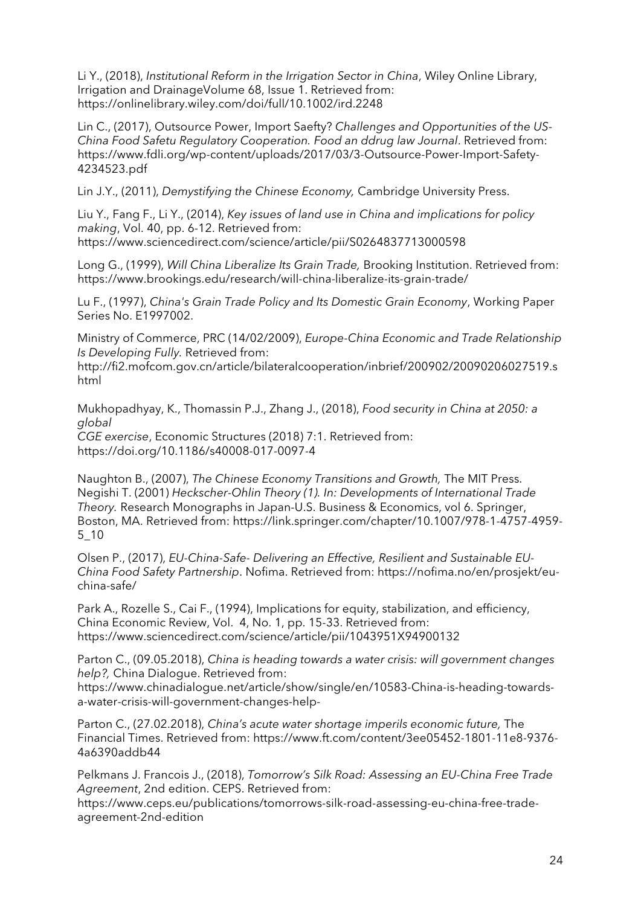Li Y., (2018), *Institutional Reform in the Irrigation Sector in China*, Wiley Online Library, Irrigation and DrainageVolume 68, Issue 1. Retrieved from: https://onlinelibrary.wiley.com/doi/full/10.1002/ird.2248

Lin C., (2017), Outsource Power, Import Saefty? *Challenges and Opportunities of the US-China Food Safetu Regulatory Cooperation. Food an ddrug law Journal*. Retrieved from: https://www.fdli.org/wp-content/uploads/2017/03/3-Outsource-Power-Import-Safety-4234523.pdf

Lin J.Y., (2011), *Demystifying the Chinese Economy,* Cambridge University Press.

Liu Y., Fang F., Li Y., (2014), *Key issues of land use in China and implications for policy making*, Vol. 40, pp. 6-12. Retrieved from: https://www.sciencedirect.com/science/article/pii/S0264837713000598

Long G., (1999), *Will China Liberalize Its Grain Trade,* Brooking Institution. Retrieved from: https://www.brookings.edu/research/will-china-liberalize-its-grain-trade/

Lu F., (1997), *China's Grain Trade Policy and Its Domestic Grain Economy*, Working Paper Series No. E1997002.

Ministry of Commerce, PRC (14/02/2009), *Europe-China Economic and Trade Relationship Is Developing Fully.* Retrieved from: http://fi2.mofcom.gov.cn/article/bilateralcooperation/inbrief/200902/20090206027519.shtml

Mukhopadhyay, K., Thomassin P.J., Zhang J., (2018), *Food security in China at 2050: a global CGE exercise*, Economic Structures (2018) 7:1. Retrieved from: https://doi.org/10.1186/s40008-017-0097-4

Naughton B., (2007), *The Chinese Economy Transitions and Growth,* The MIT Press.
Negishi T. (2001) *Heckscher-Ohlin Theory (1). In: Developments of International Trade Theory.* Research Monographs in Japan-U.S. Business & Economics, vol 6. Springer, Boston, MA. Retrieved from: https://link.springer.com/chapter/10.1007/978-1-4757-4959-5_10

Olsen P., (2017), *EU-China-Safe- Delivering an Effective, Resilient and Sustainable EU-China Food Safety Partnership*. Nofima. Retrieved from: https://nofima.no/en/prosjekt/eu-china-safe/

Park A., Rozelle S., Cai F., (1994), Implications for equity, stabilization, and efficiency, China Economic Review, Vol. 4, No. 1, pp. 15-33. Retrieved from: https://www.sciencedirect.com/science/article/pii/1043951X94900132

Parton C., (09.05.2018), *China is heading towards a water crisis: will government changes help?,* China Dialogue. Retrieved from: https://www.chinadialogue.net/article/show/single/en/10583-China-is-heading-towards-a-water-crisis-will-government-changes-help-

Parton C., (27.02.2018), *China's acute water shortage imperils economic future,* The Financial Times. Retrieved from: https://www.ft.com/content/3ee05452-1801-11e8-9376-4a6390addb44

Pelkmans J. Francois J., (2018), *Tomorrow's Silk Road: Assessing an EU-China Free Trade Agreement*, 2nd edition. CEPS. Retrieved from: https://www.ceps.eu/publications/tomorrows-silk-road-assessing-eu-china-free-trade-agreement-2nd-edition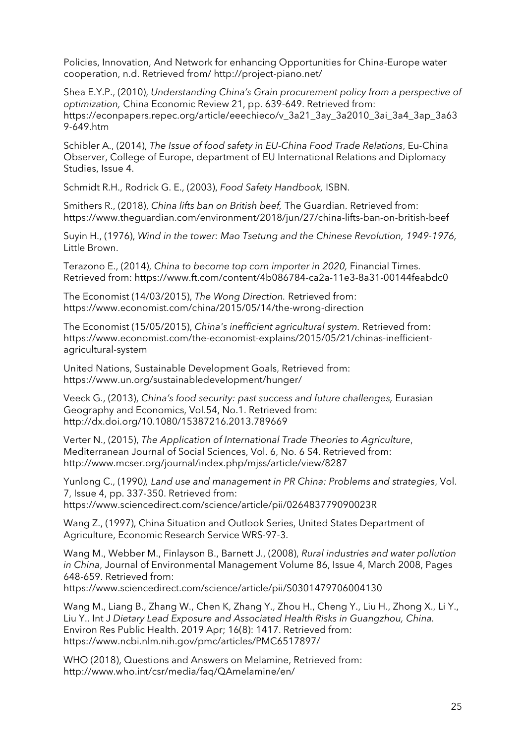Policies, Innovation, And Network for enhancing Opportunities for China-Europe water cooperation, n.d. Retrieved from/ http://project-piano.net/

Shea E.Y.P., (2010), *Understanding China's Grain procurement policy from a perspective of optimization,* China Economic Review 21, pp. 639-649. Retrieved from: https://econpapers.repec.org/article/eeechieco/v_3a21_3ay_3a2010_3ai_3a4_3ap_3a639-649.htm

Schibler A., (2014), *The Issue of food safety in EU-China Food Trade Relations*, Eu-China Observer, College of Europe, department of EU International Relations and Diplomacy Studies, Issue 4.

Schmidt R.H., Rodrick G. E., (2003), *Food Safety Handbook,* ISBN.

Smithers R., (2018), *China lifts ban on British beef,* The Guardian. Retrieved from: https://www.theguardian.com/environment/2018/jun/27/china-lifts-ban-on-british-beef

Suyin H., (1976), *Wind in the tower: Mao Tsetung and the Chinese Revolution, 1949-1976,* Little Brown.

Terazono E., (2014), *China to become top corn importer in 2020,* Financial Times. Retrieved from: https://www.ft.com/content/4b086784-ca2a-11e3-8a31-00144feabdc0

The Economist (14/03/2015), *The Wong Direction.* Retrieved from: https://www.economist.com/china/2015/05/14/the-wrong-direction

The Economist (15/05/2015), *China's inefficient agricultural system.* Retrieved from: https://www.economist.com/the-economist-explains/2015/05/21/chinas-inefficient-agricultural-system

United Nations, Sustainable Development Goals, Retrieved from: https://www.un.org/sustainabledevelopment/hunger/

Veeck G., (2013), *China's food security: past success and future challenges,* Eurasian Geography and Economics, Vol.54, No.1. Retrieved from: http://dx.doi.org/10.1080/15387216.2013.789669

Verter N., (2015), *The Application of International Trade Theories to Agriculture*, Mediterranean Journal of Social Sciences, Vol. 6, No. 6 S4. Retrieved from: http://www.mcser.org/journal/index.php/mjss/article/view/8287

Yunlong C., (1990*), Land use and management in PR China: Problems and strategies*, Vol. 7, Issue 4, pp. 337-350. Retrieved from: https://www.sciencedirect.com/science/article/pii/026483779090023R

Wang Z., (1997), China Situation and Outlook Series, United States Department of Agriculture, Economic Research Service WRS-97-3.

Wang M., Webber M., Finlayson B., Barnett J., (2008), *Rural industries and water pollution in China*, Journal of Environmental Management Volume 86, Issue 4, March 2008, Pages 648-659. Retrieved from: https://www.sciencedirect.com/science/article/pii/S0301479706004130

Wang M., Liang B., Zhang W., Chen K, Zhang Y., Zhou H., Cheng Y., Liu H., Zhong X., Li Y., Liu Y.. Int J *Dietary Lead Exposure and Associated Health Risks in Guangzhou, China.* Environ Res Public Health. 2019 Apr; 16(8): 1417. Retrieved from: https://www.ncbi.nlm.nih.gov/pmc/articles/PMC6517897/

WHO (2018), Questions and Answers on Melamine, Retrieved from: http://www.who.int/csr/media/faq/QAmelamine/en/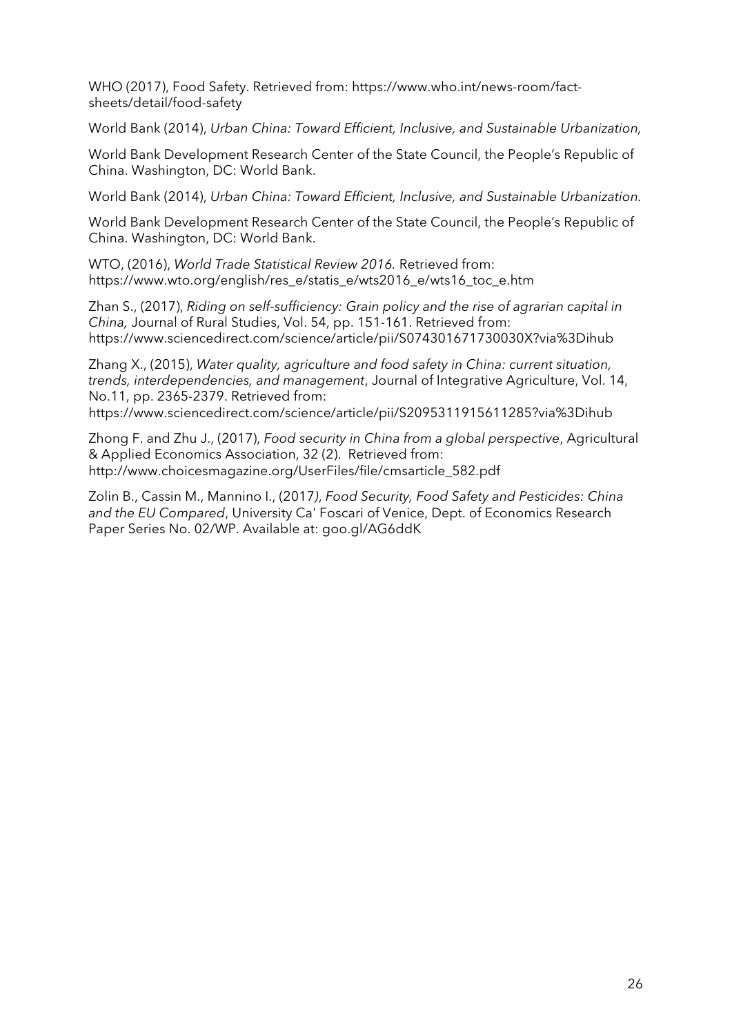WHO (2017), Food Safety. Retrieved from: https://www.who.int/news-room/fact-sheets/detail/food-safety

World Bank (2014), *Urban China: Toward Efficient, Inclusive, and Sustainable Urbanization,*

World Bank Development Research Center of the State Council, the People's Republic of China. Washington, DC: World Bank.

World Bank (2014), *Urban China: Toward Efficient, Inclusive, and Sustainable Urbanization.*

World Bank Development Research Center of the State Council, the People's Republic of China. Washington, DC: World Bank.

WTO, (2016), *World Trade Statistical Review 2016.* Retrieved from: https://www.wto.org/english/res_e/statis_e/wts2016_e/wts16_toc_e.htm

Zhan S., (2017), *Riding on self-sufficiency: Grain policy and the rise of agrarian capital in China,* Journal of Rural Studies, Vol. 54, pp. 151-161. Retrieved from: https://www.sciencedirect.com/science/article/pii/S074301671730030X?via%3Dihub

Zhang X., (2015), *Water quality, agriculture and food safety in China: current situation, trends, interdependencies, and management*, Journal of Integrative Agriculture, Vol. 14, No.11, pp. 2365-2379. Retrieved from: https://www.sciencedirect.com/science/article/pii/S2095311915611285?via%3Dihub

Zhong F. and Zhu J., (2017), *Food security in China from a global perspective*, Agricultural & Applied Economics Association, 32 (2). Retrieved from: http://www.choicesmagazine.org/UserFiles/file/cmsarticle_582.pdf

Zolin B., Cassin M., Mannino I., (2017), *Food Security, Food Safety and Pesticides: China and the EU Compared*, University Ca' Foscari of Venice, Dept. of Economics Research Paper Series No. 02/WP. Available at: goo.gl/AG6ddK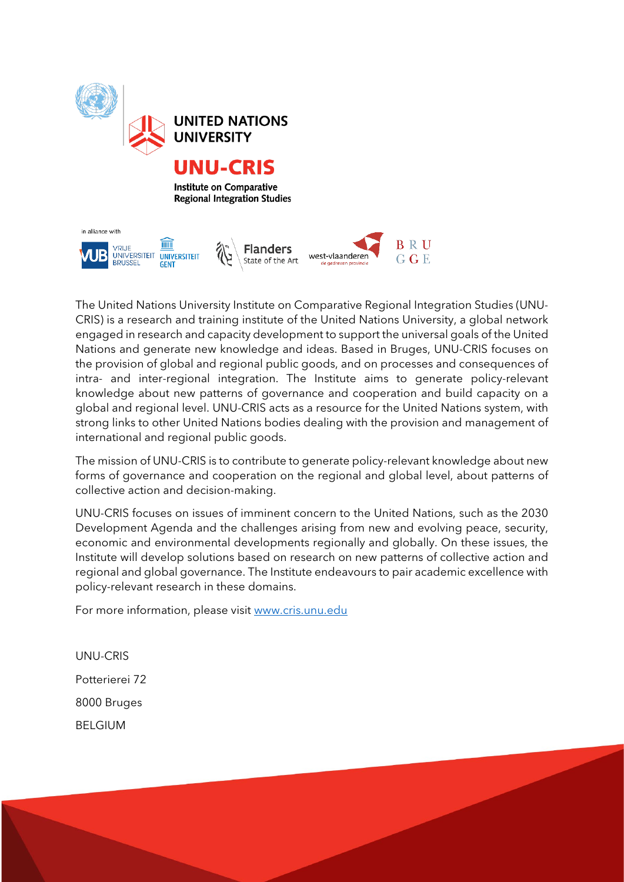UNITED NATIONS UNIVERSITY

UNU-CRIS

Institute on Comparative Regional Integration Studies

in alliance with

VRIJE UNIVERSITEIT BRUSSEL UNIVERSITEIT GENT Flanders State of the Art west-vlaanderen de gedreven provincie BRUGGE

The United Nations University Institute on Comparative Regional Integration Studies (UNU-CRIS) is a research and training institute of the United Nations University, a global network engaged in research and capacity development to support the universal goals of the United Nations and generate new knowledge and ideas. Based in Bruges, UNU-CRIS focuses on the provision of global and regional public goods, and on processes and consequences of intra- and inter-regional integration. The Institute aims to generate policy-relevant knowledge about new patterns of governance and cooperation and build capacity on a global and regional level. UNU-CRIS acts as a resource for the United Nations system, with strong links to other United Nations bodies dealing with the provision and management of international and regional public goods.

The mission of UNU-CRIS is to contribute to generate policy-relevant knowledge about new forms of governance and cooperation on the regional and global level, about patterns of collective action and decision-making.

UNU-CRIS focuses on issues of imminent concern to the United Nations, such as the 2030 Development Agenda and the challenges arising from new and evolving peace, security, economic and environmental developments regionally and globally. On these issues, the Institute will develop solutions based on research on new patterns of collective action and regional and global governance. The Institute endeavours to pair academic excellence with policy-relevant research in these domains.

For more information, please visit www.cris.unu.edu

UNU-CRIS

Potterierei 72

8000 Bruges

BELGIUM